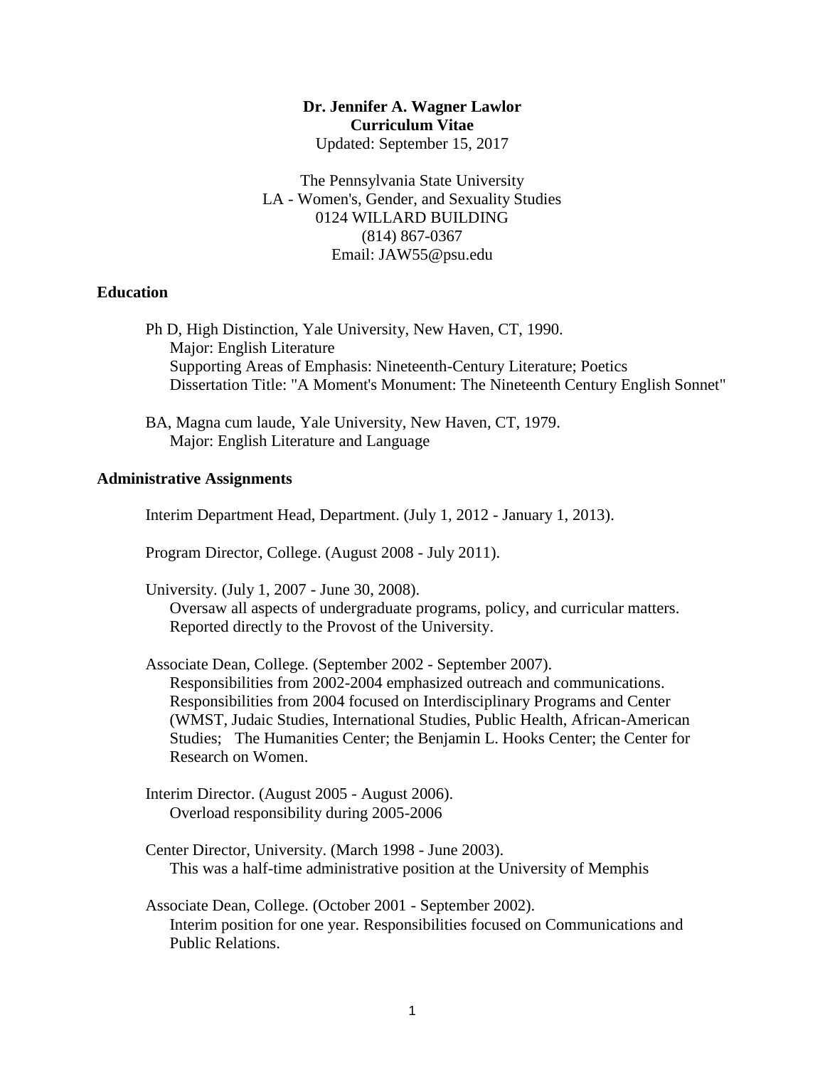**Dr. Jennifer A. Wagner Lawlor**
**Curriculum Vitae**
Updated: September 15, 2017

The Pennsylvania State University
LA - Women's, Gender, and Sexuality Studies
0124 WILLARD BUILDING
(814) 867-0367
Email: JAW55@psu.edu

## Education

Ph D, High Distinction, Yale University, New Haven, CT, 1990.
Major: English Literature
Supporting Areas of Emphasis: Nineteenth-Century Literature; Poetics
Dissertation Title: "A Moment's Monument: The Nineteenth Century English Sonnet"

BA, Magna cum laude, Yale University, New Haven, CT, 1979.
Major: English Literature and Language

## Administrative Assignments

Interim Department Head, Department. (July 1, 2012 - January 1, 2013).

Program Director, College. (August 2008 - July 2011).

University. (July 1, 2007 - June 30, 2008).
Oversaw all aspects of undergraduate programs, policy, and curricular matters.
Reported directly to the Provost of the University.

Associate Dean, College. (September 2002 - September 2007).
Responsibilities from 2002-2004 emphasized outreach and communications.
Responsibilities from 2004 focused on Interdisciplinary Programs and Center (WMST, Judaic Studies, International Studies, Public Health, African-American Studies; The Humanities Center; the Benjamin L. Hooks Center; the Center for Research on Women.

Interim Director. (August 2005 - August 2006).
Overload responsibility during 2005-2006

Center Director, University. (March 1998 - June 2003).
This was a half-time administrative position at the University of Memphis

Associate Dean, College. (October 2001 - September 2002).
Interim position for one year. Responsibilities focused on Communications and Public Relations.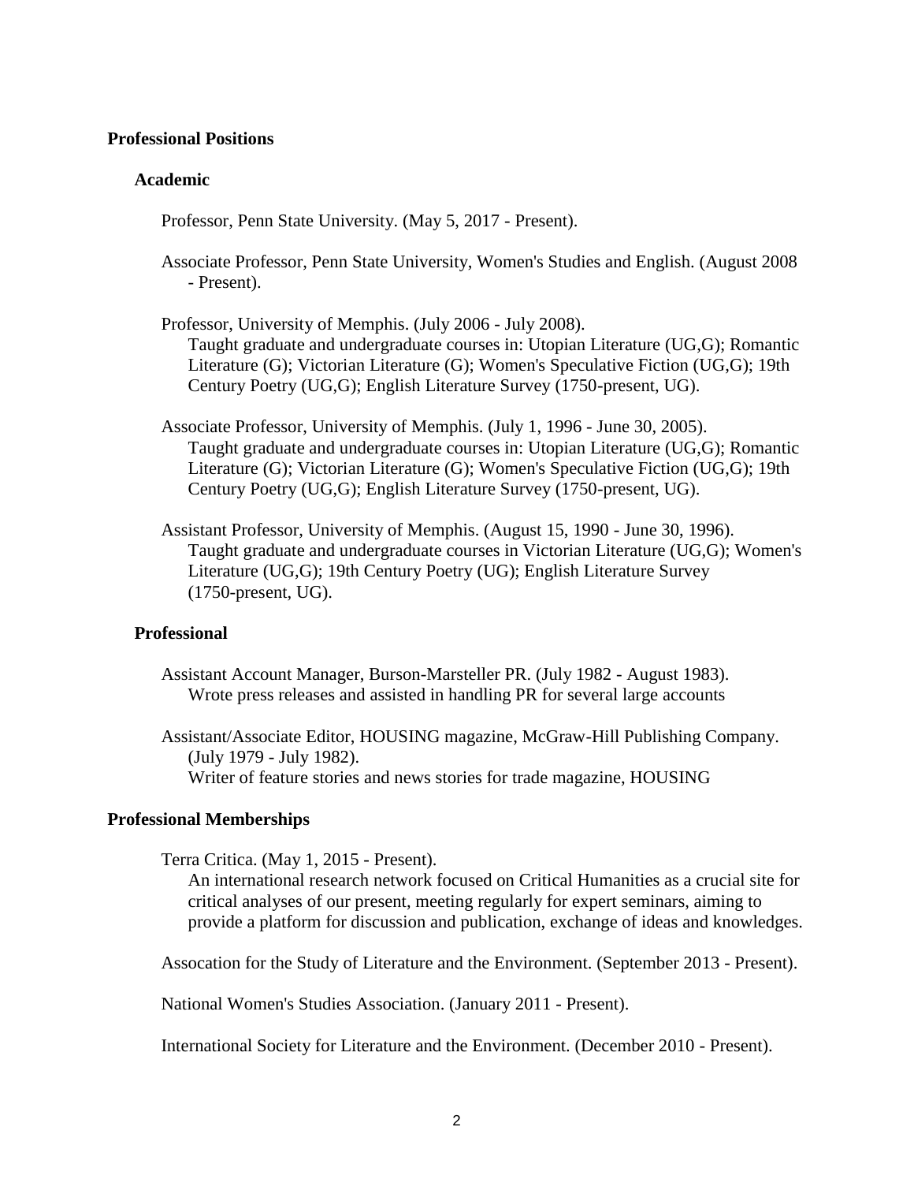## Professional Positions

### Academic

Professor, Penn State University. (May 5, 2017 - Present).

Associate Professor, Penn State University, Women's Studies and English. (August 2008 - Present).

Professor, University of Memphis. (July 2006 - July 2008).
Taught graduate and undergraduate courses in: Utopian Literature (UG,G); Romantic Literature (G); Victorian Literature (G); Women's Speculative Fiction (UG,G); 19th Century Poetry (UG,G); English Literature Survey (1750-present, UG).

Associate Professor, University of Memphis. (July 1, 1996 - June 30, 2005).
Taught graduate and undergraduate courses in: Utopian Literature (UG,G); Romantic Literature (G); Victorian Literature (G); Women's Speculative Fiction (UG,G); 19th Century Poetry (UG,G); English Literature Survey (1750-present, UG).

Assistant Professor, University of Memphis. (August 15, 1990 - June 30, 1996).
Taught graduate and undergraduate courses in Victorian Literature (UG,G); Women's Literature (UG,G); 19th Century Poetry (UG); English Literature Survey (1750-present, UG).

### Professional

Assistant Account Manager, Burson-Marsteller PR. (July 1982 - August 1983).
Wrote press releases and assisted in handling PR for several large accounts

Assistant/Associate Editor, HOUSING magazine, McGraw-Hill Publishing Company. (July 1979 - July 1982).
Writer of feature stories and news stories for trade magazine, HOUSING

## Professional Memberships

Terra Critica. (May 1, 2015 - Present).
An international research network focused on Critical Humanities as a crucial site for critical analyses of our present, meeting regularly for expert seminars, aiming to provide a platform for discussion and publication, exchange of ideas and knowledges.

Assocation for the Study of Literature and the Environment. (September 2013 - Present).

National Women's Studies Association. (January 2011 - Present).

International Society for Literature and the Environment. (December 2010 - Present).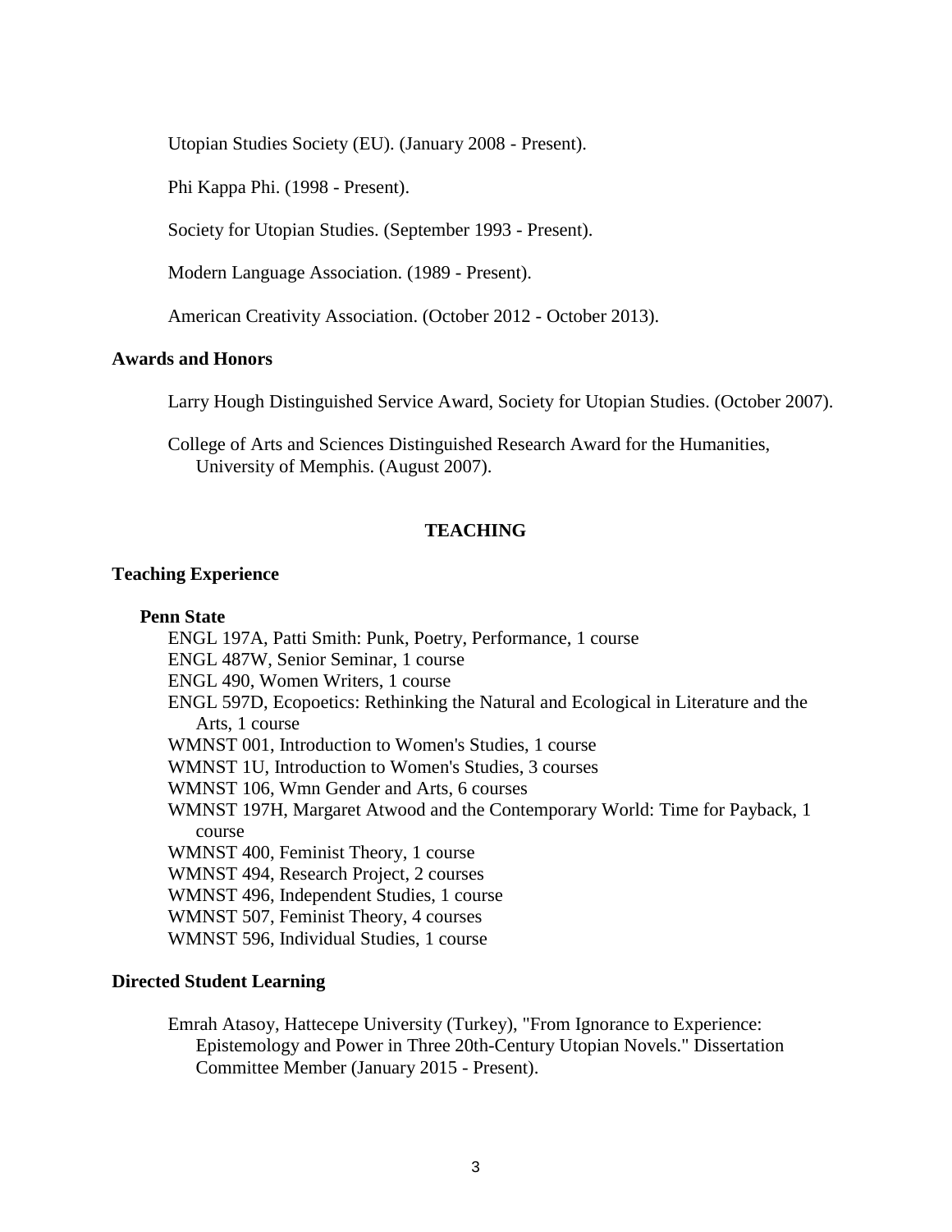Utopian Studies Society (EU). (January 2008 - Present).

Phi Kappa Phi. (1998 - Present).

Society for Utopian Studies. (September 1993 - Present).

Modern Language Association. (1989 - Present).

American Creativity Association. (October 2012 - October 2013).

### Awards and Honors

Larry Hough Distinguished Service Award, Society for Utopian Studies. (October 2007).

College of Arts and Sciences Distinguished Research Award for the Humanities, University of Memphis. (August 2007).

## TEACHING

### Teaching Experience

**Penn State**

ENGL 197A, Patti Smith: Punk, Poetry, Performance, 1 course
ENGL 487W, Senior Seminar, 1 course
ENGL 490, Women Writers, 1 course
ENGL 597D, Ecopoetics: Rethinking the Natural and Ecological in Literature and the Arts, 1 course
WMNST 001, Introduction to Women's Studies, 1 course
WMNST 1U, Introduction to Women's Studies, 3 courses
WMNST 106, Wmn Gender and Arts, 6 courses
WMNST 197H, Margaret Atwood and the Contemporary World: Time for Payback, 1 course
WMNST 400, Feminist Theory, 1 course
WMNST 494, Research Project, 2 courses
WMNST 496, Independent Studies, 1 course
WMNST 507, Feminist Theory, 4 courses
WMNST 596, Individual Studies, 1 course

### Directed Student Learning

Emrah Atasoy, Hattecepe University (Turkey), "From Ignorance to Experience: Epistemology and Power in Three 20th-Century Utopian Novels." Dissertation Committee Member (January 2015 - Present).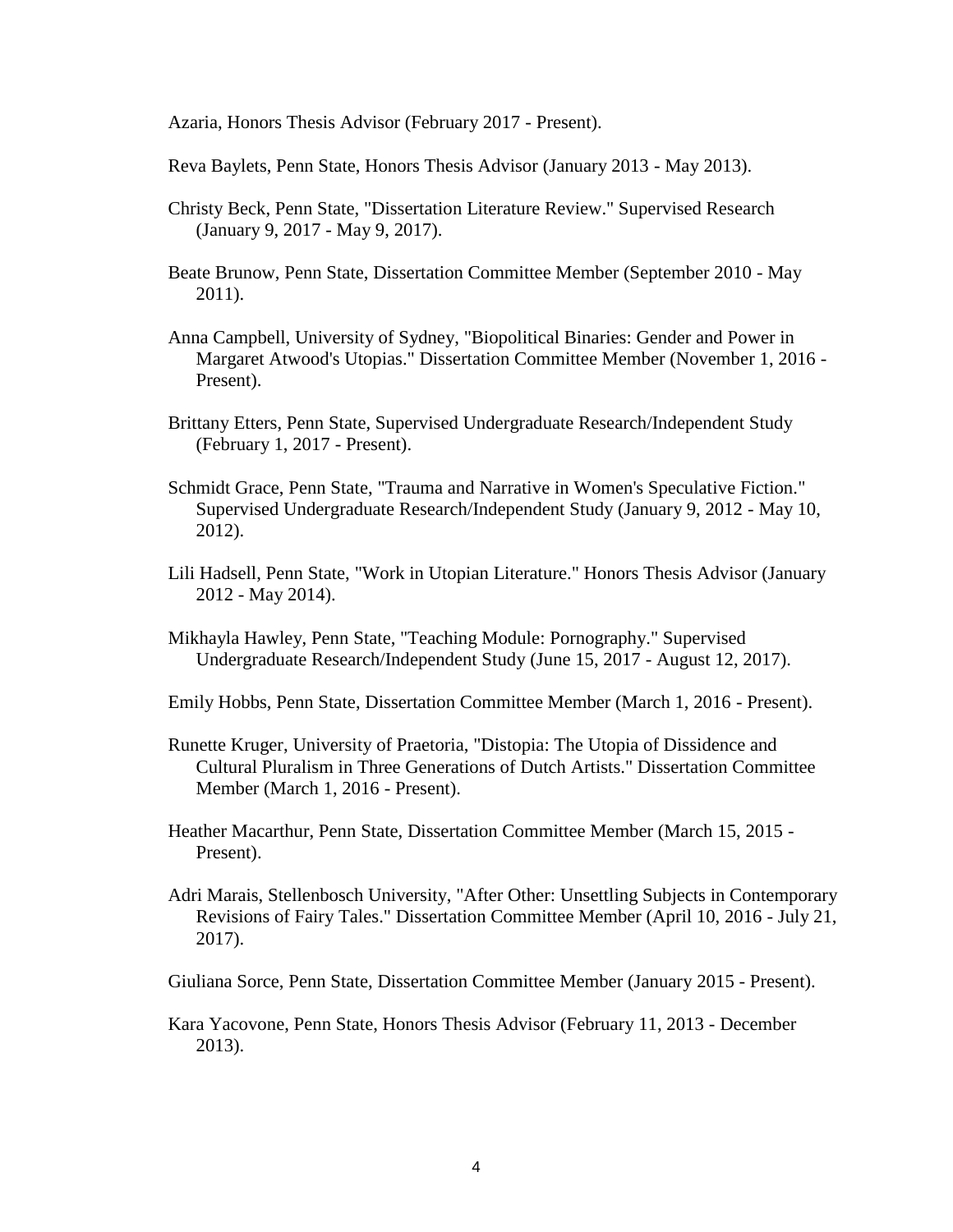Azaria, Honors Thesis Advisor (February 2017 - Present).

Reva Baylets, Penn State, Honors Thesis Advisor (January 2013 - May 2013).

Christy Beck, Penn State, "Dissertation Literature Review." Supervised Research (January 9, 2017 - May 9, 2017).

Beate Brunow, Penn State, Dissertation Committee Member (September 2010 - May 2011).

Anna Campbell, University of Sydney, "Biopolitical Binaries: Gender and Power in Margaret Atwood's Utopias." Dissertation Committee Member (November 1, 2016 - Present).

Brittany Etters, Penn State, Supervised Undergraduate Research/Independent Study (February 1, 2017 - Present).

Schmidt Grace, Penn State, "Trauma and Narrative in Women's Speculative Fiction." Supervised Undergraduate Research/Independent Study (January 9, 2012 - May 10, 2012).

Lili Hadsell, Penn State, "Work in Utopian Literature." Honors Thesis Advisor (January 2012 - May 2014).

Mikhayla Hawley, Penn State, "Teaching Module: Pornography." Supervised Undergraduate Research/Independent Study (June 15, 2017 - August 12, 2017).

Emily Hobbs, Penn State, Dissertation Committee Member (March 1, 2016 - Present).

Runette Kruger, University of Praetoria, "Distopia: The Utopia of Dissidence and Cultural Pluralism in Three Generations of Dutch Artists." Dissertation Committee Member (March 1, 2016 - Present).

Heather Macarthur, Penn State, Dissertation Committee Member (March 15, 2015 - Present).

Adri Marais, Stellenbosch University, "After Other: Unsettling Subjects in Contemporary Revisions of Fairy Tales." Dissertation Committee Member (April 10, 2016 - July 21, 2017).

Giuliana Sorce, Penn State, Dissertation Committee Member (January 2015 - Present).

Kara Yacovone, Penn State, Honors Thesis Advisor (February 11, 2013 - December 2013).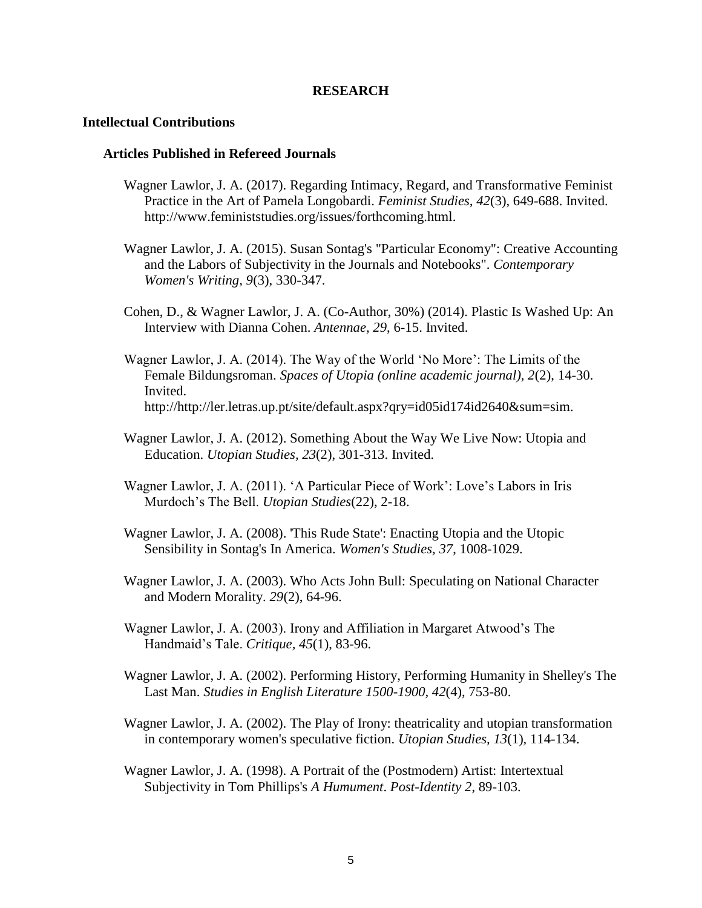# RESEARCH

## Intellectual Contributions

### Articles Published in Refereed Journals

Wagner Lawlor, J. A. (2017). Regarding Intimacy, Regard, and Transformative Feminist Practice in the Art of Pamela Longobardi. *Feminist Studies, 42*(3), 649-688. Invited. http://www.feministstudies.org/issues/forthcoming.html.

Wagner Lawlor, J. A. (2015). Susan Sontag's "Particular Economy": Creative Accounting and the Labors of Subjectivity in the Journals and Notebooks". *Contemporary Women's Writing, 9*(3), 330-347.

Cohen, D., & Wagner Lawlor, J. A. (Co-Author, 30%) (2014). Plastic Is Washed Up: An Interview with Dianna Cohen. *Antennae, 29*, 6-15. Invited.

Wagner Lawlor, J. A. (2014). The Way of the World 'No More': The Limits of the Female Bildungsroman. *Spaces of Utopia (online academic journal), 2*(2), 14-30. Invited. http://http://ler.letras.up.pt/site/default.aspx?qry=id05id174id2640&sum=sim.

Wagner Lawlor, J. A. (2012). Something About the Way We Live Now: Utopia and Education. *Utopian Studies, 23*(2), 301-313. Invited.

Wagner Lawlor, J. A. (2011). 'A Particular Piece of Work': Love's Labors in Iris Murdoch's The Bell. *Utopian Studies*(22), 2-18.

Wagner Lawlor, J. A. (2008). 'This Rude State': Enacting Utopia and the Utopic Sensibility in Sontag's In America. *Women's Studies, 37*, 1008-1029.

Wagner Lawlor, J. A. (2003). Who Acts John Bull: Speculating on National Character and Modern Morality. *29*(2), 64-96.

Wagner Lawlor, J. A. (2003). Irony and Affiliation in Margaret Atwood's The Handmaid's Tale. *Critique, 45*(1), 83-96.

Wagner Lawlor, J. A. (2002). Performing History, Performing Humanity in Shelley's The Last Man. *Studies in English Literature 1500-1900, 42*(4), 753-80.

Wagner Lawlor, J. A. (2002). The Play of Irony: theatricality and utopian transformation in contemporary women's speculative fiction. *Utopian Studies, 13*(1), 114-134.

Wagner Lawlor, J. A. (1998). A Portrait of the (Postmodern) Artist: Intertextual Subjectivity in Tom Phillips's *A Humument*. *Post-Identity 2*, 89-103.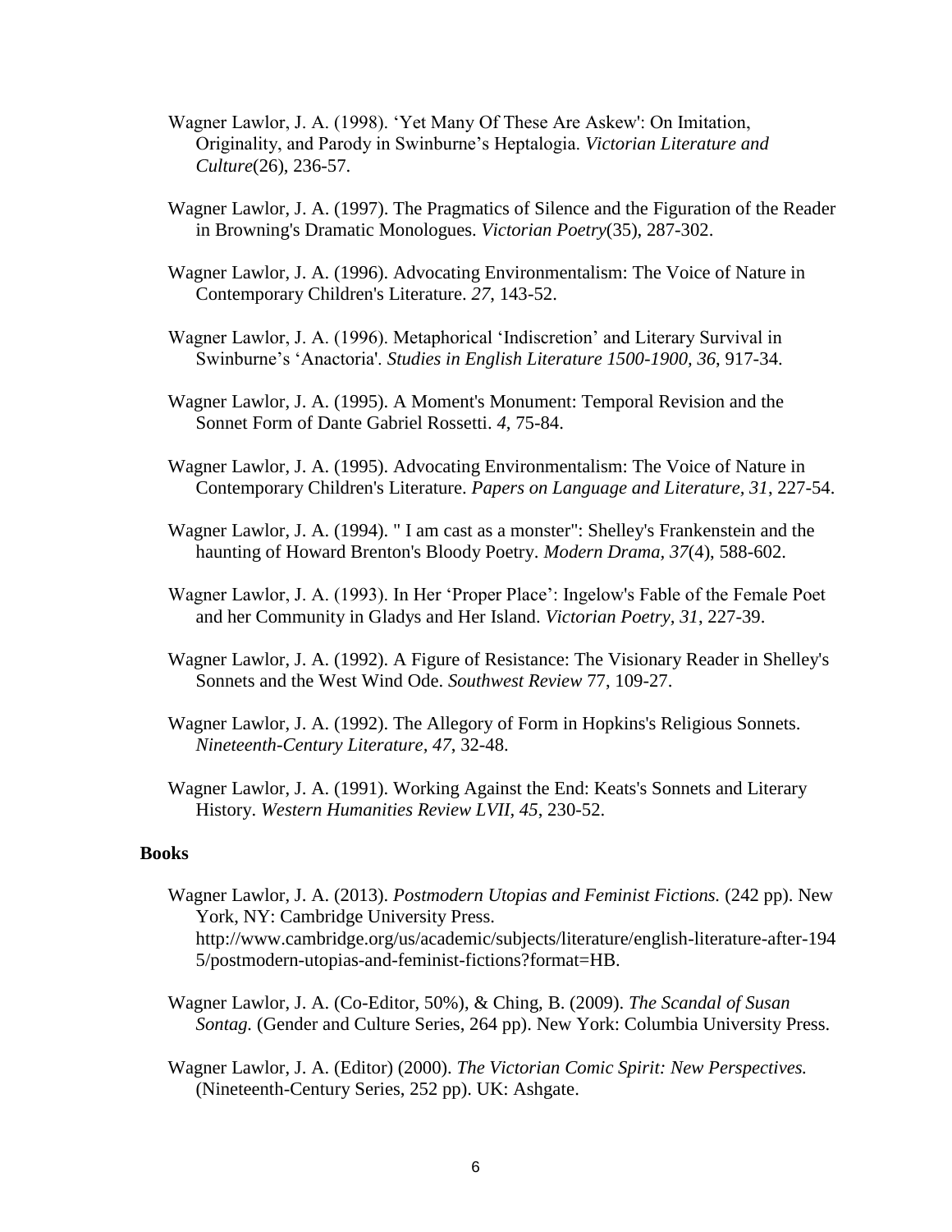Wagner Lawlor, J. A. (1998). 'Yet Many Of These Are Askew': On Imitation, Originality, and Parody in Swinburne's Heptalogia. *Victorian Literature and Culture*(26), 236-57.

Wagner Lawlor, J. A. (1997). The Pragmatics of Silence and the Figuration of the Reader in Browning's Dramatic Monologues. *Victorian Poetry*(35), 287-302.

Wagner Lawlor, J. A. (1996). Advocating Environmentalism: The Voice of Nature in Contemporary Children's Literature. *27*, 143-52.

Wagner Lawlor, J. A. (1996). Metaphorical 'Indiscretion' and Literary Survival in Swinburne's 'Anactoria'. *Studies in English Literature 1500-1900, 36*, 917-34.

Wagner Lawlor, J. A. (1995). A Moment's Monument: Temporal Revision and the Sonnet Form of Dante Gabriel Rossetti. *4*, 75-84.

Wagner Lawlor, J. A. (1995). Advocating Environmentalism: The Voice of Nature in Contemporary Children's Literature. *Papers on Language and Literature, 31*, 227-54.

Wagner Lawlor, J. A. (1994). " I am cast as a monster": Shelley's Frankenstein and the haunting of Howard Brenton's Bloody Poetry. *Modern Drama, 37*(4), 588-602.

Wagner Lawlor, J. A. (1993). In Her 'Proper Place': Ingelow's Fable of the Female Poet and her Community in Gladys and Her Island. *Victorian Poetry, 31*, 227-39.

Wagner Lawlor, J. A. (1992). A Figure of Resistance: The Visionary Reader in Shelley's Sonnets and the West Wind Ode. *Southwest Review* 77, 109-27.

Wagner Lawlor, J. A. (1992). The Allegory of Form in Hopkins's Religious Sonnets. *Nineteenth-Century Literature, 47*, 32-48.

Wagner Lawlor, J. A. (1991). Working Against the End: Keats's Sonnets and Literary History. *Western Humanities Review LVII, 45*, 230-52.

**Books**

Wagner Lawlor, J. A. (2013). *Postmodern Utopias and Feminist Fictions.* (242 pp). New York, NY: Cambridge University Press. http://www.cambridge.org/us/academic/subjects/literature/english-literature-after-1945/postmodern-utopias-and-feminist-fictions?format=HB.

Wagner Lawlor, J. A. (Co-Editor, 50%), & Ching, B. (2009). *The Scandal of Susan Sontag.* (Gender and Culture Series, 264 pp). New York: Columbia University Press.

Wagner Lawlor, J. A. (Editor) (2000). *The Victorian Comic Spirit: New Perspectives.* (Nineteenth-Century Series, 252 pp). UK: Ashgate.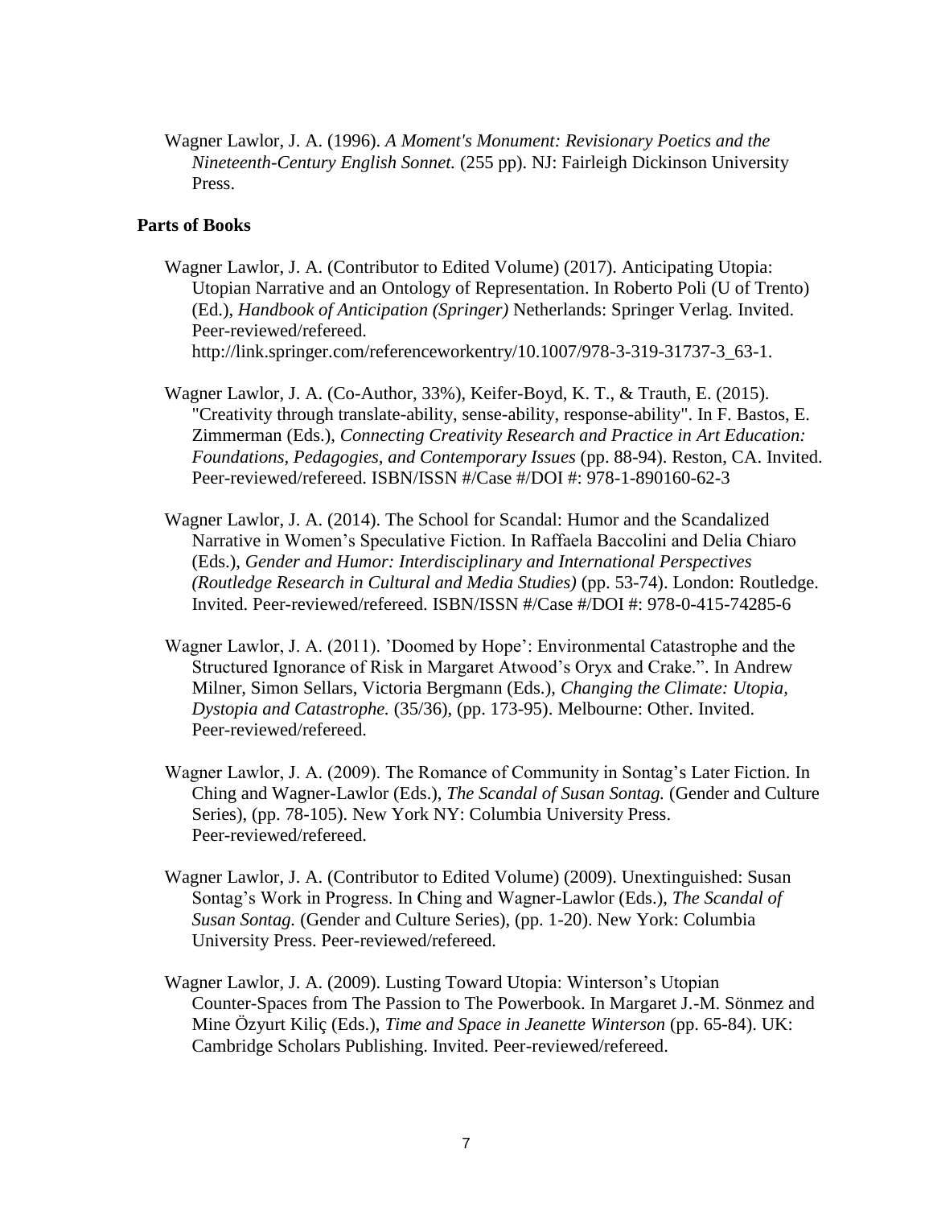Wagner Lawlor, J. A. (1996). *A Moment's Monument: Revisionary Poetics and the Nineteenth-Century English Sonnet.* (255 pp). NJ: Fairleigh Dickinson University Press.

### Parts of Books

Wagner Lawlor, J. A. (Contributor to Edited Volume) (2017). Anticipating Utopia: Utopian Narrative and an Ontology of Representation. In Roberto Poli (U of Trento) (Ed.), *Handbook of Anticipation (Springer)* Netherlands: Springer Verlag. Invited. Peer-reviewed/refereed. http://link.springer.com/referenceworkentry/10.1007/978-3-319-31737-3_63-1.

Wagner Lawlor, J. A. (Co-Author, 33%), Keifer-Boyd, K. T., & Trauth, E. (2015). "Creativity through translate-ability, sense-ability, response-ability". In F. Bastos, E. Zimmerman (Eds.), *Connecting Creativity Research and Practice in Art Education: Foundations, Pedagogies, and Contemporary Issues* (pp. 88-94). Reston, CA. Invited. Peer-reviewed/refereed. ISBN/ISSN #/Case #/DOI #: 978-1-890160-62-3

Wagner Lawlor, J. A. (2014). The School for Scandal: Humor and the Scandalized Narrative in Women's Speculative Fiction. In Raffaela Baccolini and Delia Chiaro (Eds.), *Gender and Humor: Interdisciplinary and International Perspectives (Routledge Research in Cultural and Media Studies)* (pp. 53-74). London: Routledge. Invited. Peer-reviewed/refereed. ISBN/ISSN #/Case #/DOI #: 978-0-415-74285-6

Wagner Lawlor, J. A. (2011). 'Doomed by Hope': Environmental Catastrophe and the Structured Ignorance of Risk in Margaret Atwood's Oryx and Crake.". In Andrew Milner, Simon Sellars, Victoria Bergmann (Eds.), *Changing the Climate: Utopia, Dystopia and Catastrophe.* (35/36), (pp. 173-95). Melbourne: Other. Invited. Peer-reviewed/refereed.

Wagner Lawlor, J. A. (2009). The Romance of Community in Sontag's Later Fiction. In Ching and Wagner-Lawlor (Eds.), *The Scandal of Susan Sontag.* (Gender and Culture Series), (pp. 78-105). New York NY: Columbia University Press. Peer-reviewed/refereed.

Wagner Lawlor, J. A. (Contributor to Edited Volume) (2009). Unextinguished: Susan Sontag's Work in Progress. In Ching and Wagner-Lawlor (Eds.), *The Scandal of Susan Sontag.* (Gender and Culture Series), (pp. 1-20). New York: Columbia University Press. Peer-reviewed/refereed.

Wagner Lawlor, J. A. (2009). Lusting Toward Utopia: Winterson's Utopian Counter-Spaces from The Passion to The Powerbook. In Margaret J.-M. Sönmez and Mine Özyurt Kiliç (Eds.), *Time and Space in Jeanette Winterson* (pp. 65-84). UK: Cambridge Scholars Publishing. Invited. Peer-reviewed/refereed.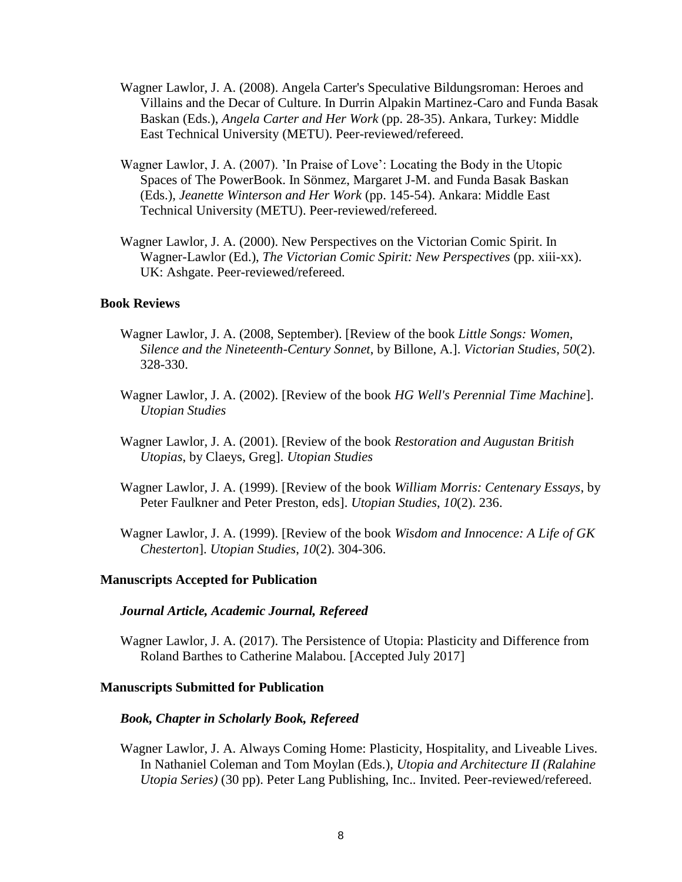Wagner Lawlor, J. A. (2008). Angela Carter's Speculative Bildungsroman: Heroes and Villains and the Decar of Culture. In Durrin Alpakin Martinez-Caro and Funda Basak Baskan (Eds.), *Angela Carter and Her Work* (pp. 28-35). Ankara, Turkey: Middle East Technical University (METU). Peer-reviewed/refereed.

Wagner Lawlor, J. A. (2007). 'In Praise of Love': Locating the Body in the Utopic Spaces of The PowerBook. In Sönmez, Margaret J-M. and Funda Basak Baskan (Eds.), *Jeanette Winterson and Her Work* (pp. 145-54). Ankara: Middle East Technical University (METU). Peer-reviewed/refereed.

Wagner Lawlor, J. A. (2000). New Perspectives on the Victorian Comic Spirit. In Wagner-Lawlor (Ed.), *The Victorian Comic Spirit: New Perspectives* (pp. xiii-xx). UK: Ashgate. Peer-reviewed/refereed.

### Book Reviews

Wagner Lawlor, J. A. (2008, September). [Review of the book *Little Songs: Women, Silence and the Nineteenth-Century Sonnet*, by Billone, A.]. *Victorian Studies*, *50*(2). 328-330.

Wagner Lawlor, J. A. (2002). [Review of the book *HG Well's Perennial Time Machine*]. *Utopian Studies*

Wagner Lawlor, J. A. (2001). [Review of the book *Restoration and Augustan British Utopias*, by Claeys, Greg]. *Utopian Studies*

Wagner Lawlor, J. A. (1999). [Review of the book *William Morris: Centenary Essays*, by Peter Faulkner and Peter Preston, eds]. *Utopian Studies*, *10*(2). 236.

Wagner Lawlor, J. A. (1999). [Review of the book *Wisdom and Innocence: A Life of GK Chesterton*]. *Utopian Studies*, *10*(2). 304-306.

### Manuscripts Accepted for Publication

#### *Journal Article, Academic Journal, Refereed*

Wagner Lawlor, J. A. (2017). The Persistence of Utopia: Plasticity and Difference from Roland Barthes to Catherine Malabou. [Accepted July 2017]

### Manuscripts Submitted for Publication

#### *Book, Chapter in Scholarly Book, Refereed*

Wagner Lawlor, J. A. Always Coming Home: Plasticity, Hospitality, and Liveable Lives. In Nathaniel Coleman and Tom Moylan (Eds.), *Utopia and Architecture II (Ralahine Utopia Series)* (30 pp). Peter Lang Publishing, Inc.. Invited. Peer-reviewed/refereed.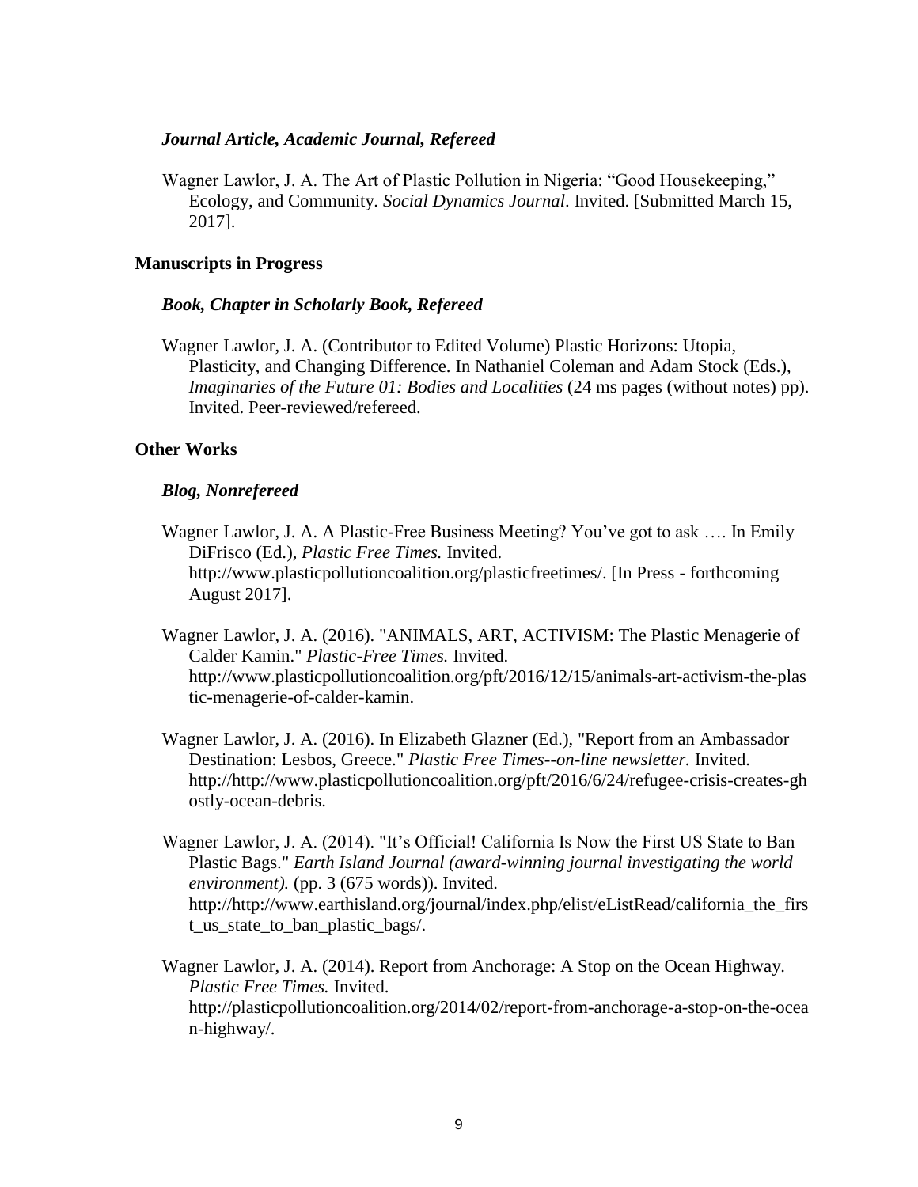#### *Journal Article, Academic Journal, Refereed*

Wagner Lawlor, J. A. The Art of Plastic Pollution in Nigeria: “Good Housekeeping,” Ecology, and Community. *Social Dynamics Journal*. Invited. [Submitted March 15, 2017].

### Manuscripts in Progress

#### *Book, Chapter in Scholarly Book, Refereed*

Wagner Lawlor, J. A. (Contributor to Edited Volume) Plastic Horizons: Utopia, Plasticity, and Changing Difference. In Nathaniel Coleman and Adam Stock (Eds.), *Imaginaries of the Future 01: Bodies and Localities* (24 ms pages (without notes) pp). Invited. Peer-reviewed/refereed.

### Other Works

#### *Blog, Nonrefereed*

Wagner Lawlor, J. A. A Plastic-Free Business Meeting? You’ve got to ask …. In Emily DiFrisco (Ed.), *Plastic Free Times.* Invited. http://www.plasticpollutioncoalition.org/plasticfreetimes/. [In Press - forthcoming August 2017].

Wagner Lawlor, J. A. (2016). "ANIMALS, ART, ACTIVISM: The Plastic Menagerie of Calder Kamin." *Plastic-Free Times.* Invited. http://www.plasticpollutioncoalition.org/pft/2016/12/15/animals-art-activism-the-plastic-menagerie-of-calder-kamin.

Wagner Lawlor, J. A. (2016). In Elizabeth Glazner (Ed.), "Report from an Ambassador Destination: Lesbos, Greece." *Plastic Free Times--on-line newsletter.* Invited. http://http://www.plasticpollutioncoalition.org/pft/2016/6/24/refugee-crisis-creates-ghostly-ocean-debris.

Wagner Lawlor, J. A. (2014). "It’s Official! California Is Now the First US State to Ban Plastic Bags." *Earth Island Journal (award-winning journal investigating the world environment).* (pp. 3 (675 words)). Invited. http://http://www.earthisland.org/journal/index.php/elist/eListRead/california_the_first_us_state_to_ban_plastic_bags/.

Wagner Lawlor, J. A. (2014). Report from Anchorage: A Stop on the Ocean Highway. *Plastic Free Times.* Invited. http://plasticpollutioncoalition.org/2014/02/report-from-anchorage-a-stop-on-the-ocean-highway/.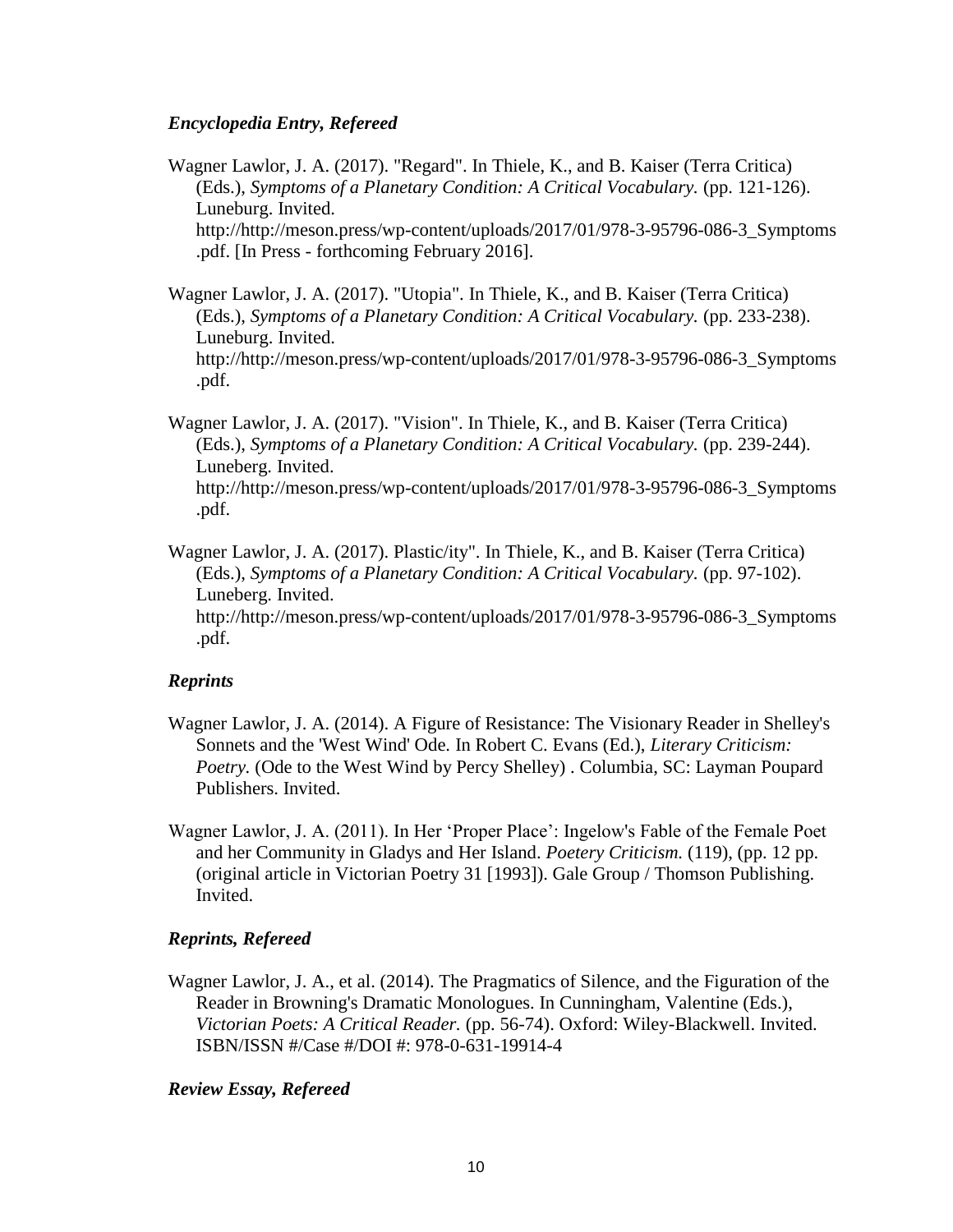### *Encyclopedia Entry, Refereed*

Wagner Lawlor, J. A. (2017). "Regard". In Thiele, K., and B. Kaiser (Terra Critica) (Eds.), *Symptoms of a Planetary Condition: A Critical Vocabulary.* (pp. 121-126). Luneburg. Invited. http://http://meson.press/wp-content/uploads/2017/01/978-3-95796-086-3_Symptoms.pdf. [In Press - forthcoming February 2016].

Wagner Lawlor, J. A. (2017). "Utopia". In Thiele, K., and B. Kaiser (Terra Critica) (Eds.), *Symptoms of a Planetary Condition: A Critical Vocabulary.* (pp. 233-238). Luneburg. Invited. http://http://meson.press/wp-content/uploads/2017/01/978-3-95796-086-3_Symptoms.pdf.

Wagner Lawlor, J. A. (2017). "Vision". In Thiele, K., and B. Kaiser (Terra Critica) (Eds.), *Symptoms of a Planetary Condition: A Critical Vocabulary.* (pp. 239-244). Luneberg. Invited. http://http://meson.press/wp-content/uploads/2017/01/978-3-95796-086-3_Symptoms.pdf.

Wagner Lawlor, J. A. (2017). Plastic/ity". In Thiele, K., and B. Kaiser (Terra Critica) (Eds.), *Symptoms of a Planetary Condition: A Critical Vocabulary.* (pp. 97-102). Luneberg. Invited. http://http://meson.press/wp-content/uploads/2017/01/978-3-95796-086-3_Symptoms.pdf.

### *Reprints*

Wagner Lawlor, J. A. (2014). A Figure of Resistance: The Visionary Reader in Shelley's Sonnets and the 'West Wind' Ode. In Robert C. Evans (Ed.), *Literary Criticism: Poetry.* (Ode to the West Wind by Percy Shelley) . Columbia, SC: Layman Poupard Publishers. Invited.

Wagner Lawlor, J. A. (2011). In Her 'Proper Place': Ingelow's Fable of the Female Poet and her Community in Gladys and Her Island. *Poetery Criticism.* (119), (pp. 12 pp. (original article in Victorian Poetry 31 [1993]). Gale Group / Thomson Publishing. Invited.

### *Reprints, Refereed*

Wagner Lawlor, J. A., et al. (2014). The Pragmatics of Silence, and the Figuration of the Reader in Browning's Dramatic Monologues. In Cunningham, Valentine (Eds.), *Victorian Poets: A Critical Reader.* (pp. 56-74). Oxford: Wiley-Blackwell. Invited. ISBN/ISSN #/Case #/DOI #: 978-0-631-19914-4

### *Review Essay, Refereed*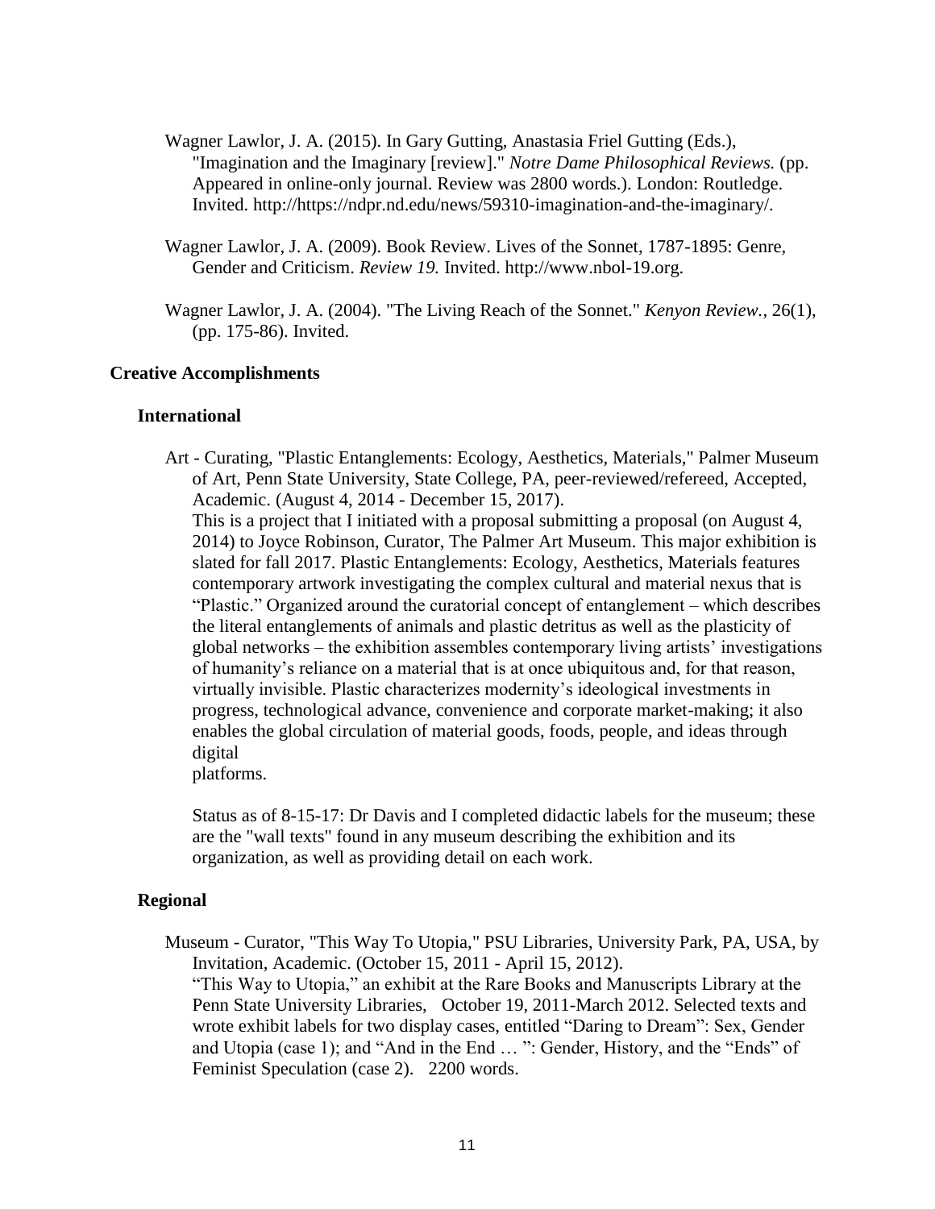Wagner Lawlor, J. A. (2015). In Gary Gutting, Anastasia Friel Gutting (Eds.), "Imagination and the Imaginary [review]." *Notre Dame Philosophical Reviews.* (pp. Appeared in online-only journal. Review was 2800 words.). London: Routledge. Invited. http://https://ndpr.nd.edu/news/59310-imagination-and-the-imaginary/.

Wagner Lawlor, J. A. (2009). Book Review. Lives of the Sonnet, 1787-1895: Genre, Gender and Criticism. *Review 19.* Invited. http://www.nbol-19.org.

Wagner Lawlor, J. A. (2004). "The Living Reach of the Sonnet." *Kenyon Review.*, 26(1), (pp. 175-86). Invited.

## Creative Accomplishments

### International

Art - Curating, "Plastic Entanglements: Ecology, Aesthetics, Materials," Palmer Museum of Art, Penn State University, State College, PA, peer-reviewed/refereed, Accepted, Academic. (August 4, 2014 - December 15, 2017).
This is a project that I initiated with a proposal submitting a proposal (on August 4, 2014) to Joyce Robinson, Curator, The Palmer Art Museum. This major exhibition is slated for fall 2017. Plastic Entanglements: Ecology, Aesthetics, Materials features contemporary artwork investigating the complex cultural and material nexus that is "Plastic." Organized around the curatorial concept of entanglement – which describes the literal entanglements of animals and plastic detritus as well as the plasticity of global networks – the exhibition assembles contemporary living artists' investigations of humanity's reliance on a material that is at once ubiquitous and, for that reason, virtually invisible. Plastic characterizes modernity's ideological investments in progress, technological advance, convenience and corporate market-making; it also enables the global circulation of material goods, foods, people, and ideas through digital
platforms.

Status as of 8-15-17: Dr Davis and I completed didactic labels for the museum; these are the "wall texts" found in any museum describing the exhibition and its organization, as well as providing detail on each work.

### Regional

Museum - Curator, "This Way To Utopia," PSU Libraries, University Park, PA, USA, by Invitation, Academic. (October 15, 2011 - April 15, 2012).
"This Way to Utopia," an exhibit at the Rare Books and Manuscripts Library at the Penn State University Libraries, October 19, 2011-March 2012. Selected texts and wrote exhibit labels for two display cases, entitled "Daring to Dream": Sex, Gender and Utopia (case 1); and "And in the End … ": Gender, History, and the "Ends" of Feminist Speculation (case 2). 2200 words.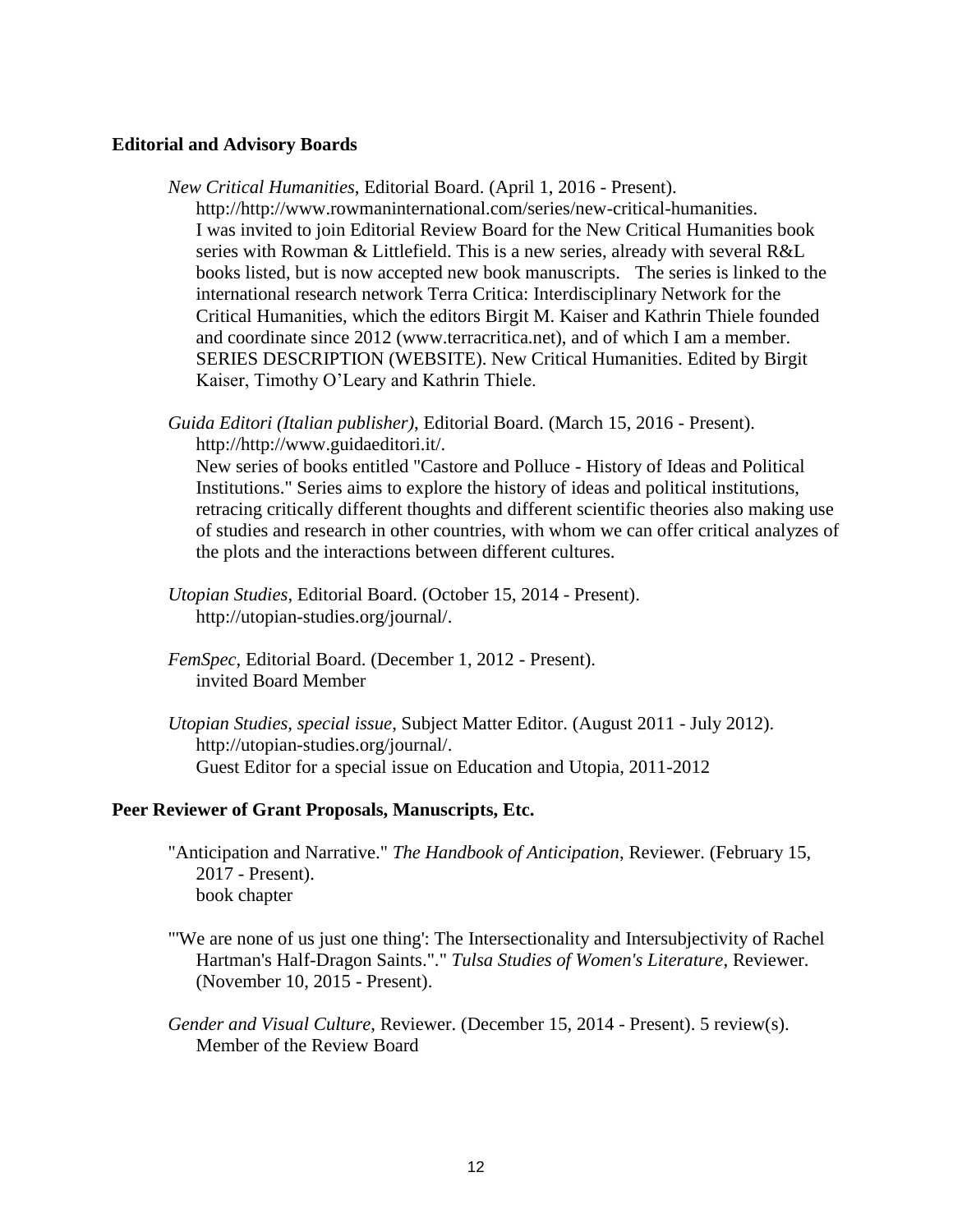**Editorial and Advisory Boards**

*New Critical Humanities*, Editorial Board. (April 1, 2016 - Present).
http://http://www.rowmaninternational.com/series/new-critical-humanities.
I was invited to join Editorial Review Board for the New Critical Humanities book series with Rowman & Littlefield. This is a new series, already with several R&L books listed, but is now accepted new book manuscripts. The series is linked to the international research network Terra Critica: Interdisciplinary Network for the Critical Humanities, which the editors Birgit M. Kaiser and Kathrin Thiele founded and coordinate since 2012 (www.terracritica.net), and of which I am a member. SERIES DESCRIPTION (WEBSITE). New Critical Humanities. Edited by Birgit Kaiser, Timothy O'Leary and Kathrin Thiele.

*Guida Editori (Italian publisher)*, Editorial Board. (March 15, 2016 - Present).
http://http://www.guidaeditori.it/.
New series of books entitled "Castore and Polluce - History of Ideas and Political Institutions." Series aims to explore the history of ideas and political institutions, retracing critically different thoughts and different scientific theories also making use of studies and research in other countries, with whom we can offer critical analyzes of the plots and the interactions between different cultures.

*Utopian Studies*, Editorial Board. (October 15, 2014 - Present).
http://utopian-studies.org/journal/.

*FemSpec*, Editorial Board. (December 1, 2012 - Present).
invited Board Member

*Utopian Studies, special issue*, Subject Matter Editor. (August 2011 - July 2012).
http://utopian-studies.org/journal/.
Guest Editor for a special issue on Education and Utopia, 2011-2012

**Peer Reviewer of Grant Proposals, Manuscripts, Etc.**

"Anticipation and Narrative." *The Handbook of Anticipation*, Reviewer. (February 15, 2017 - Present).
book chapter

"'We are none of us just one thing': The Intersectionality and Intersubjectivity of Rachel Hartman's Half-Dragon Saints."." *Tulsa Studies of Women's Literature*, Reviewer. (November 10, 2015 - Present).

*Gender and Visual Culture*, Reviewer. (December 15, 2014 - Present). 5 review(s).
Member of the Review Board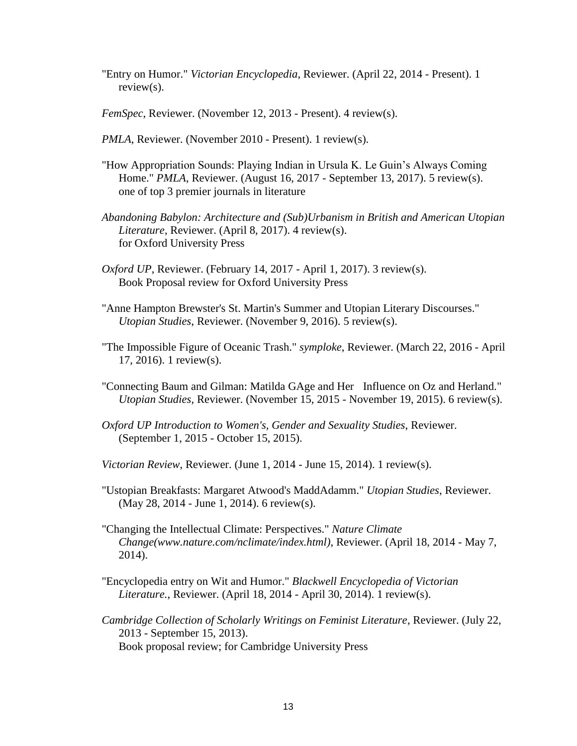"Entry on Humor." *Victorian Encyclopedia*, Reviewer. (April 22, 2014 - Present). 1 review(s).

*FemSpec*, Reviewer. (November 12, 2013 - Present). 4 review(s).

*PMLA*, Reviewer. (November 2010 - Present). 1 review(s).

"How Appropriation Sounds: Playing Indian in Ursula K. Le Guin's Always Coming Home." *PMLA*, Reviewer. (August 16, 2017 - September 13, 2017). 5 review(s).
one of top 3 premier journals in literature

*Abandoning Babylon: Architecture and (Sub)Urbanism in British and American Utopian Literature*, Reviewer. (April 8, 2017). 4 review(s).
for Oxford University Press

*Oxford UP*, Reviewer. (February 14, 2017 - April 1, 2017). 3 review(s).
Book Proposal review for Oxford University Press

"Anne Hampton Brewster's St. Martin's Summer and Utopian Literary Discourses." *Utopian Studies*, Reviewer. (November 9, 2016). 5 review(s).

"The Impossible Figure of Oceanic Trash." *symploke*, Reviewer. (March 22, 2016 - April 17, 2016). 1 review(s).

"Connecting Baum and Gilman: Matilda GAge and Her Influence on Oz and Herland." *Utopian Studies*, Reviewer. (November 15, 2015 - November 19, 2015). 6 review(s).

*Oxford UP Introduction to Women's, Gender and Sexuality Studies*, Reviewer. (September 1, 2015 - October 15, 2015).

*Victorian Review*, Reviewer. (June 1, 2014 - June 15, 2014). 1 review(s).

"Ustopian Breakfasts: Margaret Atwood's MaddAdamm." *Utopian Studies*, Reviewer. (May 28, 2014 - June 1, 2014). 6 review(s).

"Changing the Intellectual Climate: Perspectives." *Nature Climate Change(www.nature.com/nclimate/index.html)*, Reviewer. (April 18, 2014 - May 7, 2014).

"Encyclopedia entry on Wit and Humor." *Blackwell Encyclopedia of Victorian Literature.*, Reviewer. (April 18, 2014 - April 30, 2014). 1 review(s).

*Cambridge Collection of Scholarly Writings on Feminist Literature*, Reviewer. (July 22, 2013 - September 15, 2013).
Book proposal review; for Cambridge University Press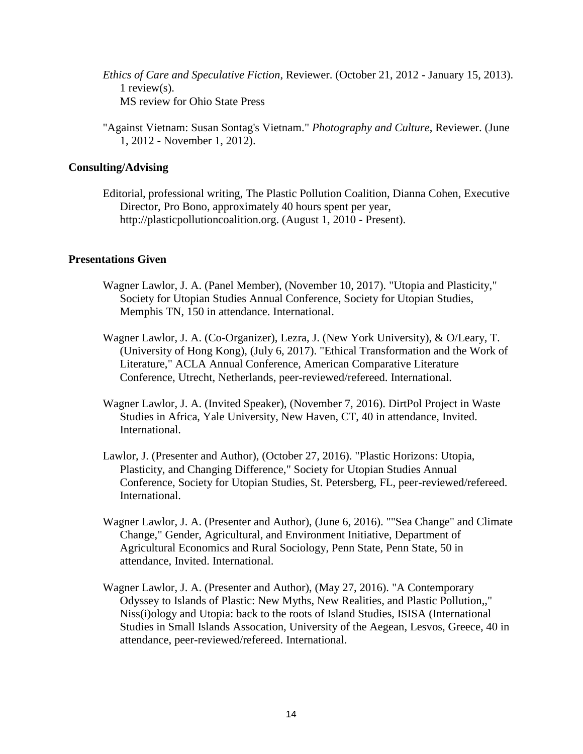*Ethics of Care and Speculative Fiction*, Reviewer. (October 21, 2012 - January 15, 2013). 1 review(s).
MS review for Ohio State Press

"Against Vietnam: Susan Sontag's Vietnam." *Photography and Culture*, Reviewer. (June 1, 2012 - November 1, 2012).

### Consulting/Advising

Editorial, professional writing, The Plastic Pollution Coalition, Dianna Cohen, Executive Director, Pro Bono, approximately 40 hours spent per year, http://plasticpollutioncoalition.org. (August 1, 2010 - Present).

### Presentations Given

Wagner Lawlor, J. A. (Panel Member), (November 10, 2017). "Utopia and Plasticity," Society for Utopian Studies Annual Conference, Society for Utopian Studies, Memphis TN, 150 in attendance. International.

Wagner Lawlor, J. A. (Co-Organizer), Lezra, J. (New York University), & O/Leary, T. (University of Hong Kong), (July 6, 2017). "Ethical Transformation and the Work of Literature," ACLA Annual Conference, American Comparative Literature Conference, Utrecht, Netherlands, peer-reviewed/refereed. International.

Wagner Lawlor, J. A. (Invited Speaker), (November 7, 2016). DirtPol Project in Waste Studies in Africa, Yale University, New Haven, CT, 40 in attendance, Invited. International.

Lawlor, J. (Presenter and Author), (October 27, 2016). "Plastic Horizons: Utopia, Plasticity, and Changing Difference," Society for Utopian Studies Annual Conference, Society for Utopian Studies, St. Petersberg, FL, peer-reviewed/refereed. International.

Wagner Lawlor, J. A. (Presenter and Author), (June 6, 2016). ""Sea Change" and Climate Change," Gender, Agricultural, and Environment Initiative, Department of Agricultural Economics and Rural Sociology, Penn State, Penn State, 50 in attendance, Invited. International.

Wagner Lawlor, J. A. (Presenter and Author), (May 27, 2016). "A Contemporary Odyssey to Islands of Plastic: New Myths, New Realities, and Plastic Pollution,," Niss(i)ology and Utopia: back to the roots of Island Studies, ISISA (International Studies in Small Islands Assocation, University of the Aegean, Lesvos, Greece, 40 in attendance, peer-reviewed/refereed. International.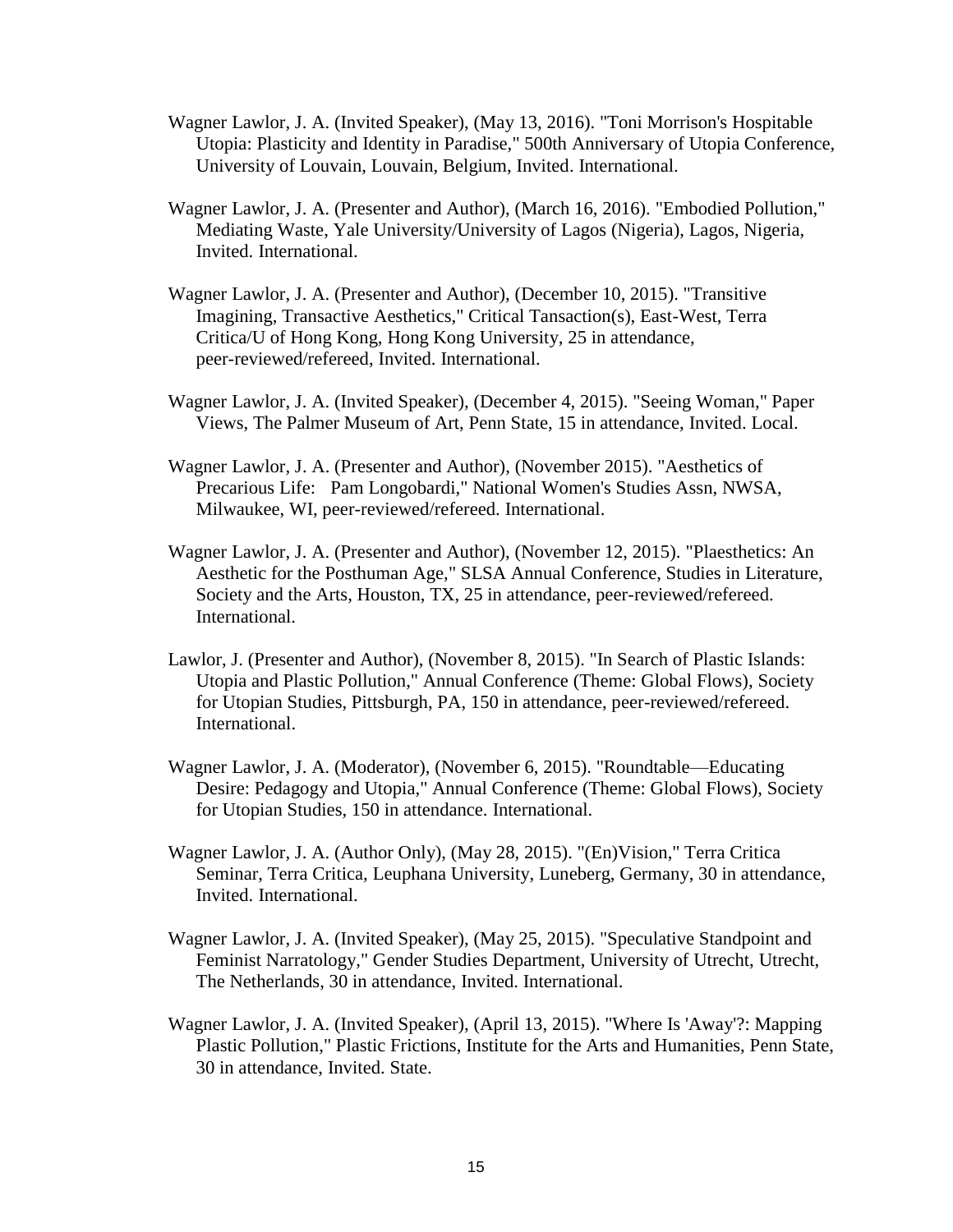Wagner Lawlor, J. A. (Invited Speaker), (May 13, 2016). "Toni Morrison's Hospitable Utopia: Plasticity and Identity in Paradise," 500th Anniversary of Utopia Conference, University of Louvain, Louvain, Belgium, Invited. International.

Wagner Lawlor, J. A. (Presenter and Author), (March 16, 2016). "Embodied Pollution," Mediating Waste, Yale University/University of Lagos (Nigeria), Lagos, Nigeria, Invited. International.

Wagner Lawlor, J. A. (Presenter and Author), (December 10, 2015). "Transitive Imagining, Transactive Aesthetics," Critical Tansaction(s), East-West, Terra Critica/U of Hong Kong, Hong Kong University, 25 in attendance, peer-reviewed/refereed, Invited. International.

Wagner Lawlor, J. A. (Invited Speaker), (December 4, 2015). "Seeing Woman," Paper Views, The Palmer Museum of Art, Penn State, 15 in attendance, Invited. Local.

Wagner Lawlor, J. A. (Presenter and Author), (November 2015). "Aesthetics of Precarious Life: Pam Longobardi," National Women's Studies Assn, NWSA, Milwaukee, WI, peer-reviewed/refereed. International.

Wagner Lawlor, J. A. (Presenter and Author), (November 12, 2015). "Plaesthetics: An Aesthetic for the Posthuman Age," SLSA Annual Conference, Studies in Literature, Society and the Arts, Houston, TX, 25 in attendance, peer-reviewed/refereed. International.

Lawlor, J. (Presenter and Author), (November 8, 2015). "In Search of Plastic Islands: Utopia and Plastic Pollution," Annual Conference (Theme: Global Flows), Society for Utopian Studies, Pittsburgh, PA, 150 in attendance, peer-reviewed/refereed. International.

Wagner Lawlor, J. A. (Moderator), (November 6, 2015). "Roundtable—Educating Desire: Pedagogy and Utopia," Annual Conference (Theme: Global Flows), Society for Utopian Studies, 150 in attendance. International.

Wagner Lawlor, J. A. (Author Only), (May 28, 2015). "(En)Vision," Terra Critica Seminar, Terra Critica, Leuphana University, Luneberg, Germany, 30 in attendance, Invited. International.

Wagner Lawlor, J. A. (Invited Speaker), (May 25, 2015). "Speculative Standpoint and Feminist Narratology," Gender Studies Department, University of Utrecht, Utrecht, The Netherlands, 30 in attendance, Invited. International.

Wagner Lawlor, J. A. (Invited Speaker), (April 13, 2015). "Where Is 'Away'?: Mapping Plastic Pollution," Plastic Frictions, Institute for the Arts and Humanities, Penn State, 30 in attendance, Invited. State.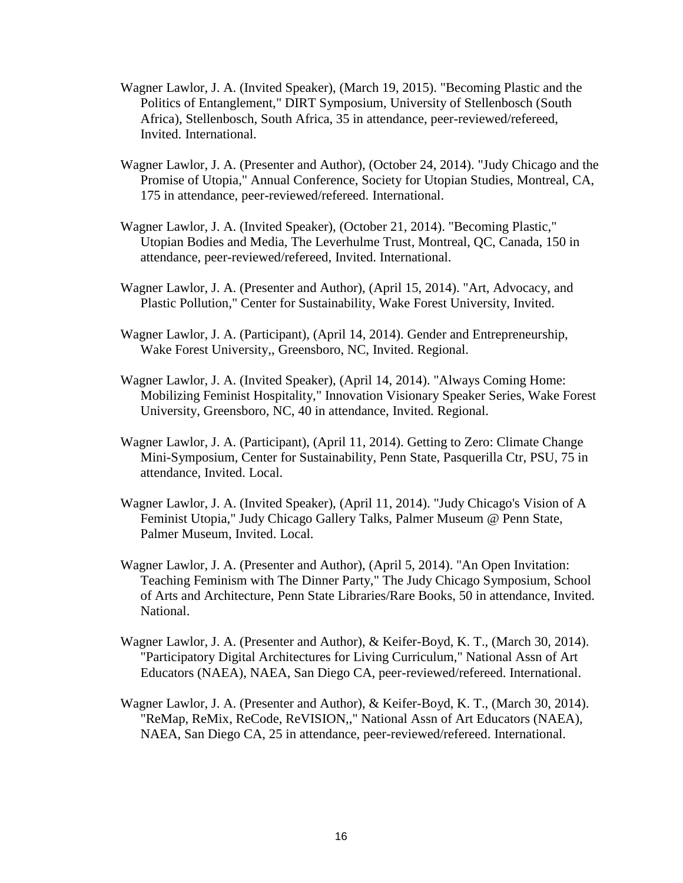Wagner Lawlor, J. A. (Invited Speaker), (March 19, 2015). "Becoming Plastic and the Politics of Entanglement," DIRT Symposium, University of Stellenbosch (South Africa), Stellenbosch, South Africa, 35 in attendance, peer-reviewed/refereed, Invited. International.

Wagner Lawlor, J. A. (Presenter and Author), (October 24, 2014). "Judy Chicago and the Promise of Utopia," Annual Conference, Society for Utopian Studies, Montreal, CA, 175 in attendance, peer-reviewed/refereed. International.

Wagner Lawlor, J. A. (Invited Speaker), (October 21, 2014). "Becoming Plastic," Utopian Bodies and Media, The Leverhulme Trust, Montreal, QC, Canada, 150 in attendance, peer-reviewed/refereed, Invited. International.

Wagner Lawlor, J. A. (Presenter and Author), (April 15, 2014). "Art, Advocacy, and Plastic Pollution," Center for Sustainability, Wake Forest University, Invited.

Wagner Lawlor, J. A. (Participant), (April 14, 2014). Gender and Entrepreneurship, Wake Forest University,, Greensboro, NC, Invited. Regional.

Wagner Lawlor, J. A. (Invited Speaker), (April 14, 2014). "Always Coming Home: Mobilizing Feminist Hospitality," Innovation Visionary Speaker Series, Wake Forest University, Greensboro, NC, 40 in attendance, Invited. Regional.

Wagner Lawlor, J. A. (Participant), (April 11, 2014). Getting to Zero: Climate Change Mini-Symposium, Center for Sustainability, Penn State, Pasquerilla Ctr, PSU, 75 in attendance, Invited. Local.

Wagner Lawlor, J. A. (Invited Speaker), (April 11, 2014). "Judy Chicago's Vision of A Feminist Utopia," Judy Chicago Gallery Talks, Palmer Museum @ Penn State, Palmer Museum, Invited. Local.

Wagner Lawlor, J. A. (Presenter and Author), (April 5, 2014). "An Open Invitation: Teaching Feminism with The Dinner Party," The Judy Chicago Symposium, School of Arts and Architecture, Penn State Libraries/Rare Books, 50 in attendance, Invited. National.

Wagner Lawlor, J. A. (Presenter and Author), & Keifer-Boyd, K. T., (March 30, 2014). "Participatory Digital Architectures for Living Curriculum," National Assn of Art Educators (NAEA), NAEA, San Diego CA, peer-reviewed/refereed. International.

Wagner Lawlor, J. A. (Presenter and Author), & Keifer-Boyd, K. T., (March 30, 2014). "ReMap, ReMix, ReCode, ReVISION,," National Assn of Art Educators (NAEA), NAEA, San Diego CA, 25 in attendance, peer-reviewed/refereed. International.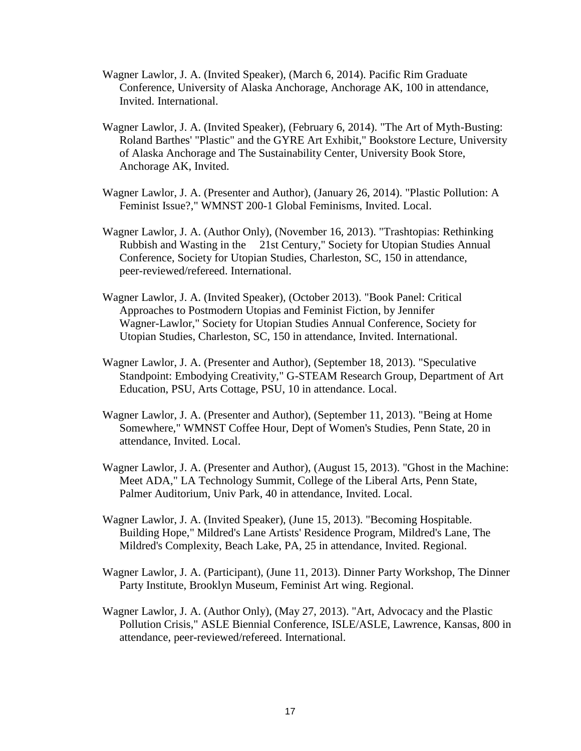Wagner Lawlor, J. A. (Invited Speaker), (March 6, 2014). Pacific Rim Graduate Conference, University of Alaska Anchorage, Anchorage AK, 100 in attendance, Invited. International.

Wagner Lawlor, J. A. (Invited Speaker), (February 6, 2014). "The Art of Myth-Busting: Roland Barthes' "Plastic" and the GYRE Art Exhibit," Bookstore Lecture, University of Alaska Anchorage and The Sustainability Center, University Book Store, Anchorage AK, Invited.

Wagner Lawlor, J. A. (Presenter and Author), (January 26, 2014). "Plastic Pollution: A Feminist Issue?," WMNST 200-1 Global Feminisms, Invited. Local.

Wagner Lawlor, J. A. (Author Only), (November 16, 2013). "Trashtopias: Rethinking Rubbish and Wasting in the 21st Century," Society for Utopian Studies Annual Conference, Society for Utopian Studies, Charleston, SC, 150 in attendance, peer-reviewed/refereed. International.

Wagner Lawlor, J. A. (Invited Speaker), (October 2013). "Book Panel: Critical Approaches to Postmodern Utopias and Feminist Fiction, by Jennifer Wagner-Lawlor," Society for Utopian Studies Annual Conference, Society for Utopian Studies, Charleston, SC, 150 in attendance, Invited. International.

Wagner Lawlor, J. A. (Presenter and Author), (September 18, 2013). "Speculative Standpoint: Embodying Creativity," G-STEAM Research Group, Department of Art Education, PSU, Arts Cottage, PSU, 10 in attendance. Local.

Wagner Lawlor, J. A. (Presenter and Author), (September 11, 2013). "Being at Home Somewhere," WMNST Coffee Hour, Dept of Women's Studies, Penn State, 20 in attendance, Invited. Local.

Wagner Lawlor, J. A. (Presenter and Author), (August 15, 2013). "Ghost in the Machine: Meet ADA," LA Technology Summit, College of the Liberal Arts, Penn State, Palmer Auditorium, Univ Park, 40 in attendance, Invited. Local.

Wagner Lawlor, J. A. (Invited Speaker), (June 15, 2013). "Becoming Hospitable. Building Hope," Mildred's Lane Artists' Residence Program, Mildred's Lane, The Mildred's Complexity, Beach Lake, PA, 25 in attendance, Invited. Regional.

Wagner Lawlor, J. A. (Participant), (June 11, 2013). Dinner Party Workshop, The Dinner Party Institute, Brooklyn Museum, Feminist Art wing. Regional.

Wagner Lawlor, J. A. (Author Only), (May 27, 2013). "Art, Advocacy and the Plastic Pollution Crisis," ASLE Biennial Conference, ISLE/ASLE, Lawrence, Kansas, 800 in attendance, peer-reviewed/refereed. International.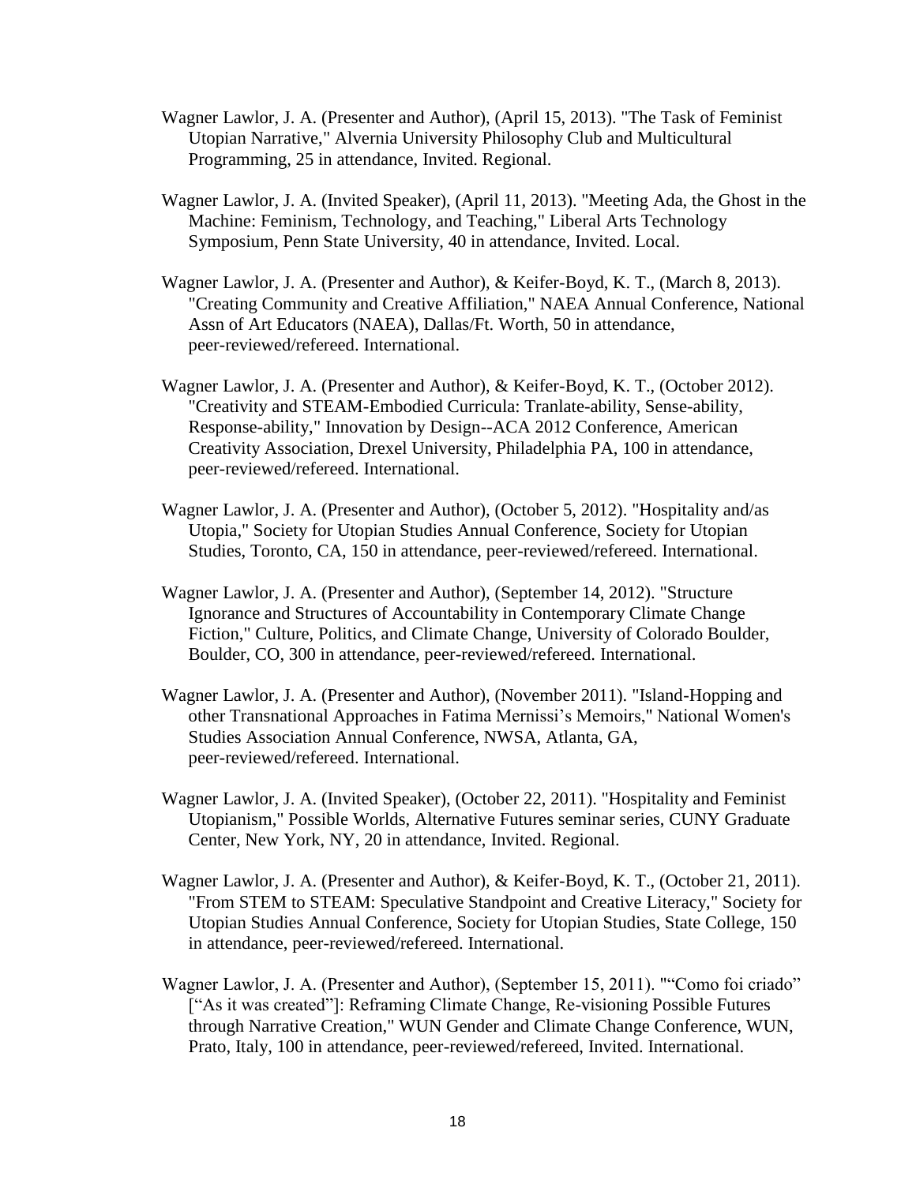Wagner Lawlor, J. A. (Presenter and Author), (April 15, 2013). "The Task of Feminist Utopian Narrative," Alvernia University Philosophy Club and Multicultural Programming, 25 in attendance, Invited. Regional.

Wagner Lawlor, J. A. (Invited Speaker), (April 11, 2013). "Meeting Ada, the Ghost in the Machine: Feminism, Technology, and Teaching," Liberal Arts Technology Symposium, Penn State University, 40 in attendance, Invited. Local.

Wagner Lawlor, J. A. (Presenter and Author), & Keifer-Boyd, K. T., (March 8, 2013). "Creating Community and Creative Affiliation," NAEA Annual Conference, National Assn of Art Educators (NAEA), Dallas/Ft. Worth, 50 in attendance, peer-reviewed/refereed. International.

Wagner Lawlor, J. A. (Presenter and Author), & Keifer-Boyd, K. T., (October 2012). "Creativity and STEAM-Embodied Curricula: Tranlate-ability, Sense-ability, Response-ability," Innovation by Design--ACA 2012 Conference, American Creativity Association, Drexel University, Philadelphia PA, 100 in attendance, peer-reviewed/refereed. International.

Wagner Lawlor, J. A. (Presenter and Author), (October 5, 2012). "Hospitality and/as Utopia," Society for Utopian Studies Annual Conference, Society for Utopian Studies, Toronto, CA, 150 in attendance, peer-reviewed/refereed. International.

Wagner Lawlor, J. A. (Presenter and Author), (September 14, 2012). "Structure Ignorance and Structures of Accountability in Contemporary Climate Change Fiction," Culture, Politics, and Climate Change, University of Colorado Boulder, Boulder, CO, 300 in attendance, peer-reviewed/refereed. International.

Wagner Lawlor, J. A. (Presenter and Author), (November 2011). "Island-Hopping and other Transnational Approaches in Fatima Mernissi's Memoirs," National Women's Studies Association Annual Conference, NWSA, Atlanta, GA, peer-reviewed/refereed. International.

Wagner Lawlor, J. A. (Invited Speaker), (October 22, 2011). "Hospitality and Feminist Utopianism," Possible Worlds, Alternative Futures seminar series, CUNY Graduate Center, New York, NY, 20 in attendance, Invited. Regional.

Wagner Lawlor, J. A. (Presenter and Author), & Keifer-Boyd, K. T., (October 21, 2011). "From STEM to STEAM: Speculative Standpoint and Creative Literacy," Society for Utopian Studies Annual Conference, Society for Utopian Studies, State College, 150 in attendance, peer-reviewed/refereed. International.

Wagner Lawlor, J. A. (Presenter and Author), (September 15, 2011). "“Como foi criado” [“As it was created”]: Reframing Climate Change, Re-visioning Possible Futures through Narrative Creation," WUN Gender and Climate Change Conference, WUN, Prato, Italy, 100 in attendance, peer-reviewed/refereed, Invited. International.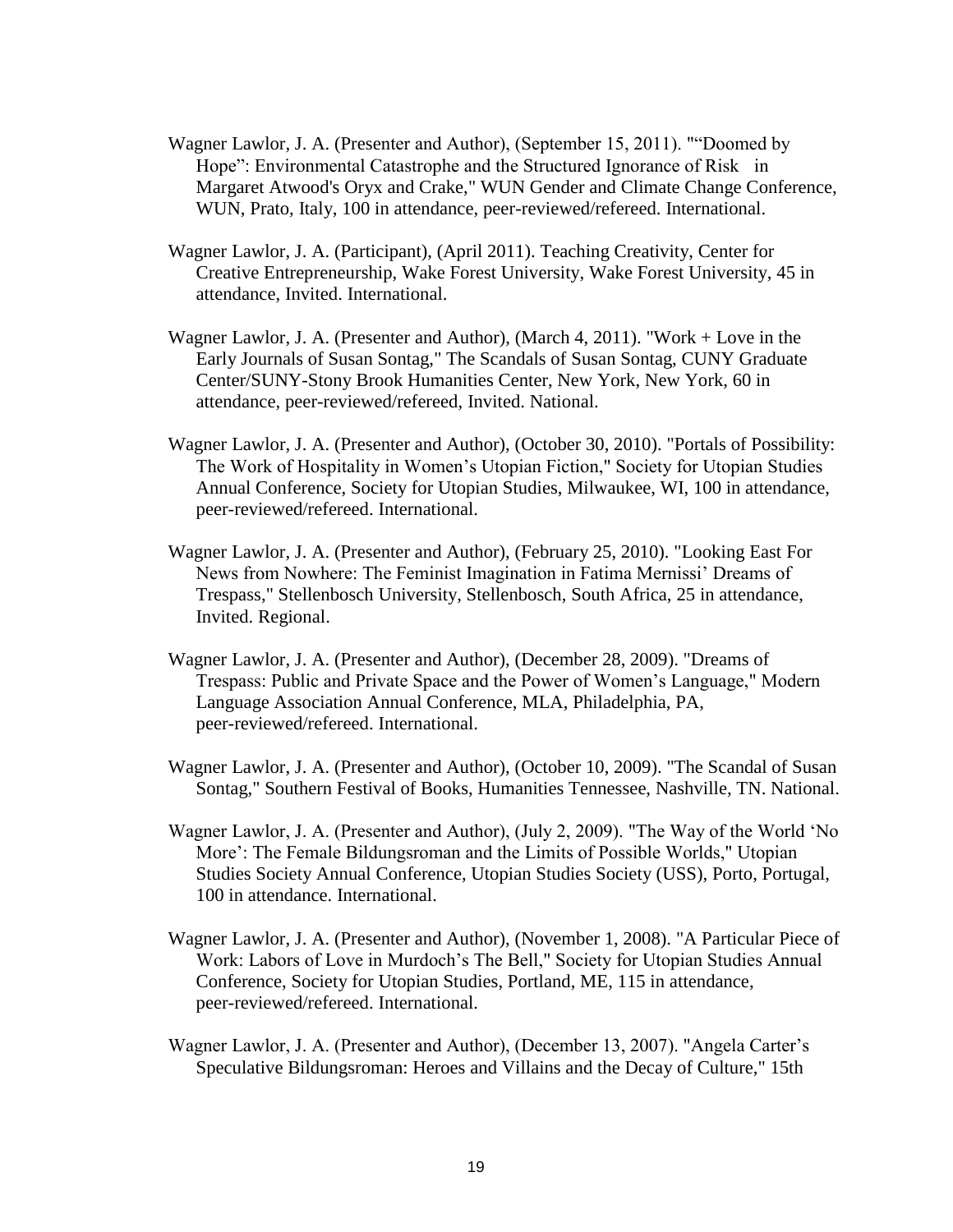Wagner Lawlor, J. A. (Presenter and Author), (September 15, 2011). "“Doomed by Hope”: Environmental Catastrophe and the Structured Ignorance of Risk in Margaret Atwood's Oryx and Crake," WUN Gender and Climate Change Conference, WUN, Prato, Italy, 100 in attendance, peer-reviewed/refereed. International.

Wagner Lawlor, J. A. (Participant), (April 2011). Teaching Creativity, Center for Creative Entrepreneurship, Wake Forest University, Wake Forest University, 45 in attendance, Invited. International.

Wagner Lawlor, J. A. (Presenter and Author), (March 4, 2011). "Work + Love in the Early Journals of Susan Sontag," The Scandals of Susan Sontag, CUNY Graduate Center/SUNY-Stony Brook Humanities Center, New York, New York, 60 in attendance, peer-reviewed/refereed, Invited. National.

Wagner Lawlor, J. A. (Presenter and Author), (October 30, 2010). "Portals of Possibility: The Work of Hospitality in Women’s Utopian Fiction," Society for Utopian Studies Annual Conference, Society for Utopian Studies, Milwaukee, WI, 100 in attendance, peer-reviewed/refereed. International.

Wagner Lawlor, J. A. (Presenter and Author), (February 25, 2010). "Looking East For News from Nowhere: The Feminist Imagination in Fatima Mernissi’ Dreams of Trespass," Stellenbosch University, Stellenbosch, South Africa, 25 in attendance, Invited. Regional.

Wagner Lawlor, J. A. (Presenter and Author), (December 28, 2009). "Dreams of Trespass: Public and Private Space and the Power of Women’s Language," Modern Language Association Annual Conference, MLA, Philadelphia, PA, peer-reviewed/refereed. International.

Wagner Lawlor, J. A. (Presenter and Author), (October 10, 2009). "The Scandal of Susan Sontag," Southern Festival of Books, Humanities Tennessee, Nashville, TN. National.

Wagner Lawlor, J. A. (Presenter and Author), (July 2, 2009). "The Way of the World ‘No More’: The Female Bildungsroman and the Limits of Possible Worlds," Utopian Studies Society Annual Conference, Utopian Studies Society (USS), Porto, Portugal, 100 in attendance. International.

Wagner Lawlor, J. A. (Presenter and Author), (November 1, 2008). "A Particular Piece of Work: Labors of Love in Murdoch’s The Bell," Society for Utopian Studies Annual Conference, Society for Utopian Studies, Portland, ME, 115 in attendance, peer-reviewed/refereed. International.

Wagner Lawlor, J. A. (Presenter and Author), (December 13, 2007). "Angela Carter’s Speculative Bildungsroman: Heroes and Villains and the Decay of Culture," 15th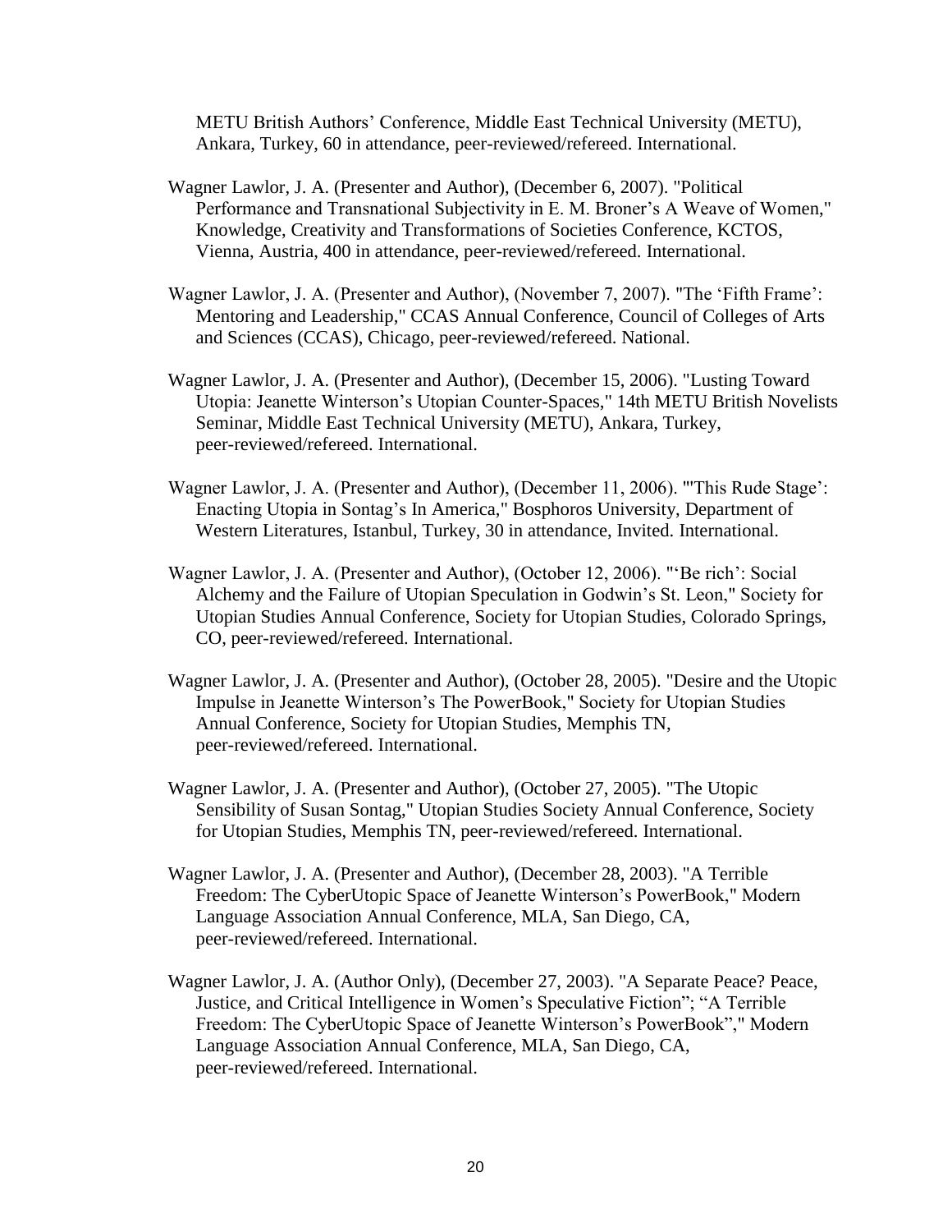METU British Authors' Conference, Middle East Technical University (METU), Ankara, Turkey, 60 in attendance, peer-reviewed/refereed. International.

Wagner Lawlor, J. A. (Presenter and Author), (December 6, 2007). "Political Performance and Transnational Subjectivity in E. M. Broner's A Weave of Women," Knowledge, Creativity and Transformations of Societies Conference, KCTOS, Vienna, Austria, 400 in attendance, peer-reviewed/refereed. International.

Wagner Lawlor, J. A. (Presenter and Author), (November 7, 2007). "The 'Fifth Frame': Mentoring and Leadership," CCAS Annual Conference, Council of Colleges of Arts and Sciences (CCAS), Chicago, peer-reviewed/refereed. National.

Wagner Lawlor, J. A. (Presenter and Author), (December 15, 2006). "Lusting Toward Utopia: Jeanette Winterson's Utopian Counter-Spaces," 14th METU British Novelists Seminar, Middle East Technical University (METU), Ankara, Turkey, peer-reviewed/refereed. International.

Wagner Lawlor, J. A. (Presenter and Author), (December 11, 2006). "'This Rude Stage': Enacting Utopia in Sontag's In America," Bosphoros University, Department of Western Literatures, Istanbul, Turkey, 30 in attendance, Invited. International.

Wagner Lawlor, J. A. (Presenter and Author), (October 12, 2006). "'Be rich': Social Alchemy and the Failure of Utopian Speculation in Godwin's St. Leon," Society for Utopian Studies Annual Conference, Society for Utopian Studies, Colorado Springs, CO, peer-reviewed/refereed. International.

Wagner Lawlor, J. A. (Presenter and Author), (October 28, 2005). "Desire and the Utopic Impulse in Jeanette Winterson's The PowerBook," Society for Utopian Studies Annual Conference, Society for Utopian Studies, Memphis TN, peer-reviewed/refereed. International.

Wagner Lawlor, J. A. (Presenter and Author), (October 27, 2005). "The Utopic Sensibility of Susan Sontag," Utopian Studies Society Annual Conference, Society for Utopian Studies, Memphis TN, peer-reviewed/refereed. International.

Wagner Lawlor, J. A. (Presenter and Author), (December 28, 2003). "A Terrible Freedom: The CyberUtopic Space of Jeanette Winterson's PowerBook," Modern Language Association Annual Conference, MLA, San Diego, CA, peer-reviewed/refereed. International.

Wagner Lawlor, J. A. (Author Only), (December 27, 2003). "A Separate Peace? Peace, Justice, and Critical Intelligence in Women's Speculative Fiction"; "A Terrible Freedom: The CyberUtopic Space of Jeanette Winterson's PowerBook"," Modern Language Association Annual Conference, MLA, San Diego, CA, peer-reviewed/refereed. International.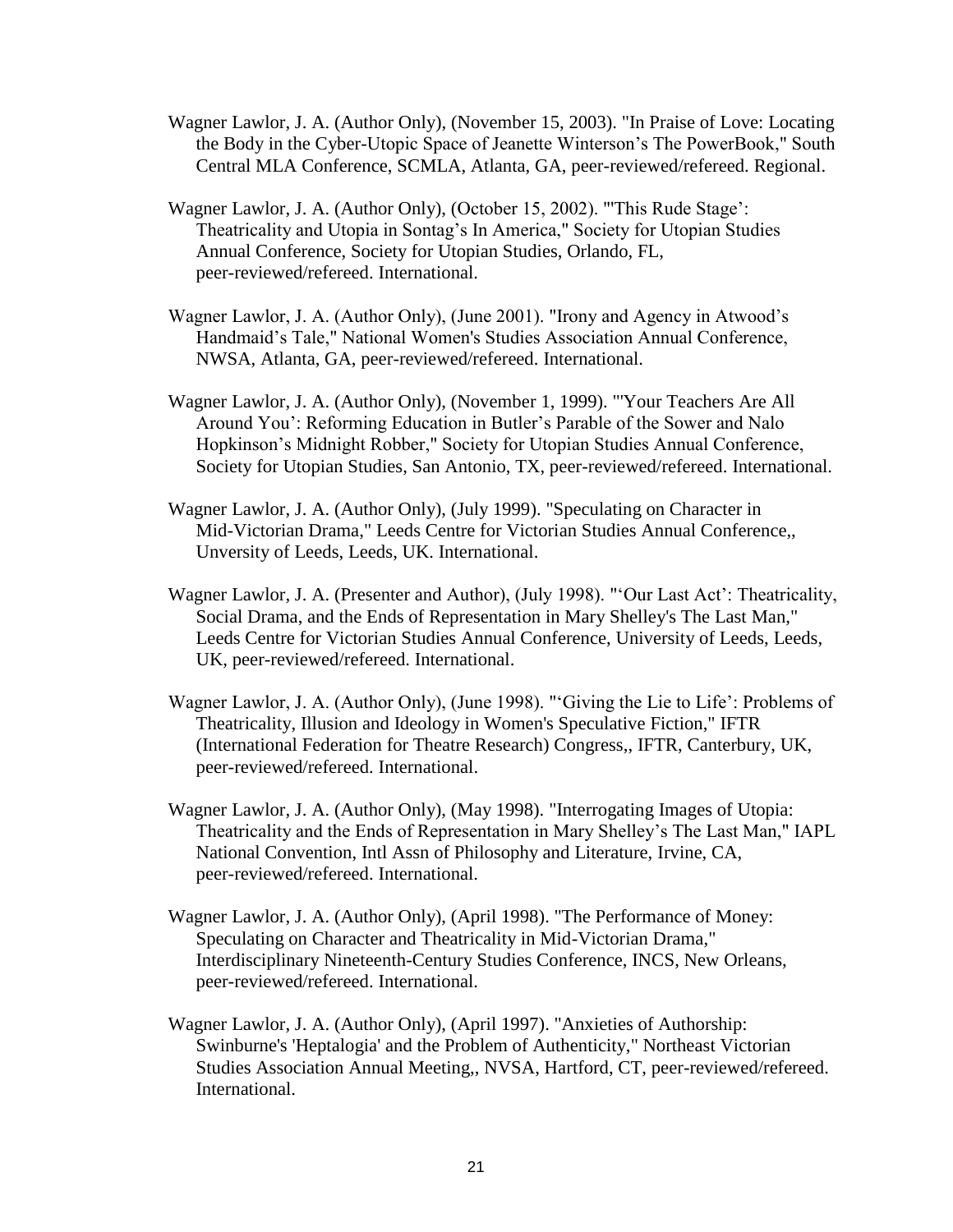Wagner Lawlor, J. A. (Author Only), (November 15, 2003). "In Praise of Love: Locating the Body in the Cyber-Utopic Space of Jeanette Winterson's The PowerBook," South Central MLA Conference, SCMLA, Atlanta, GA, peer-reviewed/refereed. Regional.

Wagner Lawlor, J. A. (Author Only), (October 15, 2002). "'This Rude Stage': Theatricality and Utopia in Sontag's In America," Society for Utopian Studies Annual Conference, Society for Utopian Studies, Orlando, FL, peer-reviewed/refereed. International.

Wagner Lawlor, J. A. (Author Only), (June 2001). "Irony and Agency in Atwood's Handmaid's Tale," National Women's Studies Association Annual Conference, NWSA, Atlanta, GA, peer-reviewed/refereed. International.

Wagner Lawlor, J. A. (Author Only), (November 1, 1999). "'Your Teachers Are All Around You': Reforming Education in Butler's Parable of the Sower and Nalo Hopkinson's Midnight Robber," Society for Utopian Studies Annual Conference, Society for Utopian Studies, San Antonio, TX, peer-reviewed/refereed. International.

Wagner Lawlor, J. A. (Author Only), (July 1999). "Speculating on Character in Mid-Victorian Drama," Leeds Centre for Victorian Studies Annual Conference,, Unversity of Leeds, Leeds, UK. International.

Wagner Lawlor, J. A. (Presenter and Author), (July 1998). "'Our Last Act': Theatricality, Social Drama, and the Ends of Representation in Mary Shelley's The Last Man," Leeds Centre for Victorian Studies Annual Conference, University of Leeds, Leeds, UK, peer-reviewed/refereed. International.

Wagner Lawlor, J. A. (Author Only), (June 1998). "'Giving the Lie to Life': Problems of Theatricality, Illusion and Ideology in Women's Speculative Fiction," IFTR (International Federation for Theatre Research) Congress,, IFTR, Canterbury, UK, peer-reviewed/refereed. International.

Wagner Lawlor, J. A. (Author Only), (May 1998). "Interrogating Images of Utopia: Theatricality and the Ends of Representation in Mary Shelley's The Last Man," IAPL National Convention, Intl Assn of Philosophy and Literature, Irvine, CA, peer-reviewed/refereed. International.

Wagner Lawlor, J. A. (Author Only), (April 1998). "The Performance of Money: Speculating on Character and Theatricality in Mid-Victorian Drama," Interdisciplinary Nineteenth-Century Studies Conference, INCS, New Orleans, peer-reviewed/refereed. International.

Wagner Lawlor, J. A. (Author Only), (April 1997). "Anxieties of Authorship: Swinburne's 'Heptalogia' and the Problem of Authenticity," Northeast Victorian Studies Association Annual Meeting,, NVSA, Hartford, CT, peer-reviewed/refereed. International.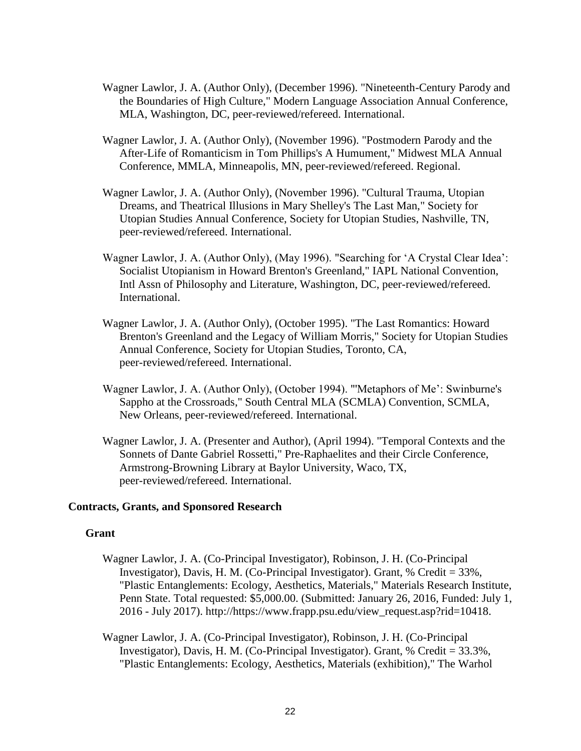Wagner Lawlor, J. A. (Author Only), (December 1996). "Nineteenth-Century Parody and the Boundaries of High Culture," Modern Language Association Annual Conference, MLA, Washington, DC, peer-reviewed/refereed. International.

Wagner Lawlor, J. A. (Author Only), (November 1996). "Postmodern Parody and the After-Life of Romanticism in Tom Phillips's A Humument," Midwest MLA Annual Conference, MMLA, Minneapolis, MN, peer-reviewed/refereed. Regional.

Wagner Lawlor, J. A. (Author Only), (November 1996). "Cultural Trauma, Utopian Dreams, and Theatrical Illusions in Mary Shelley's The Last Man," Society for Utopian Studies Annual Conference, Society for Utopian Studies, Nashville, TN, peer-reviewed/refereed. International.

Wagner Lawlor, J. A. (Author Only), (May 1996). "Searching for 'A Crystal Clear Idea': Socialist Utopianism in Howard Brenton's Greenland," IAPL National Convention, Intl Assn of Philosophy and Literature, Washington, DC, peer-reviewed/refereed. International.

Wagner Lawlor, J. A. (Author Only), (October 1995). "The Last Romantics: Howard Brenton's Greenland and the Legacy of William Morris," Society for Utopian Studies Annual Conference, Society for Utopian Studies, Toronto, CA, peer-reviewed/refereed. International.

Wagner Lawlor, J. A. (Author Only), (October 1994). "'Metaphors of Me': Swinburne's Sappho at the Crossroads," South Central MLA (SCMLA) Convention, SCMLA, New Orleans, peer-reviewed/refereed. International.

Wagner Lawlor, J. A. (Presenter and Author), (April 1994). "Temporal Contexts and the Sonnets of Dante Gabriel Rossetti," Pre-Raphaelites and their Circle Conference, Armstrong-Browning Library at Baylor University, Waco, TX, peer-reviewed/refereed. International.

### Contracts, Grants, and Sponsored Research

#### Grant

Wagner Lawlor, J. A. (Co-Principal Investigator), Robinson, J. H. (Co-Principal Investigator), Davis, H. M. (Co-Principal Investigator). Grant, % Credit = 33%, "Plastic Entanglements: Ecology, Aesthetics, Materials," Materials Research Institute, Penn State. Total requested: $5,000.00. (Submitted: January 26, 2016, Funded: July 1, 2016 - July 2017). http://https://www.frapp.psu.edu/view_request.asp?rid=10418.

Wagner Lawlor, J. A. (Co-Principal Investigator), Robinson, J. H. (Co-Principal Investigator), Davis, H. M. (Co-Principal Investigator). Grant, % Credit = 33.3%, "Plastic Entanglements: Ecology, Aesthetics, Materials (exhibition)," The Warhol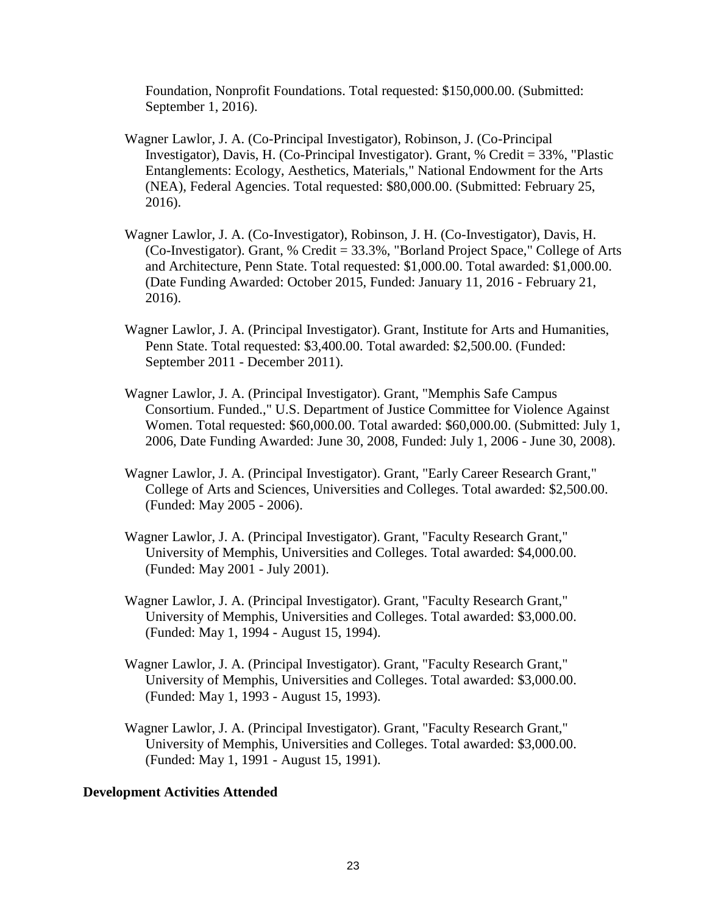Foundation, Nonprofit Foundations. Total requested: $150,000.00. (Submitted: September 1, 2016).

Wagner Lawlor, J. A. (Co-Principal Investigator), Robinson, J. (Co-Principal Investigator), Davis, H. (Co-Principal Investigator). Grant, % Credit = 33%, "Plastic Entanglements: Ecology, Aesthetics, Materials," National Endowment for the Arts (NEA), Federal Agencies. Total requested: $80,000.00. (Submitted: February 25, 2016).

Wagner Lawlor, J. A. (Co-Investigator), Robinson, J. H. (Co-Investigator), Davis, H. (Co-Investigator). Grant, % Credit = 33.3%, "Borland Project Space," College of Arts and Architecture, Penn State. Total requested: $1,000.00. Total awarded: $1,000.00. (Date Funding Awarded: October 2015, Funded: January 11, 2016 - February 21, 2016).

Wagner Lawlor, J. A. (Principal Investigator). Grant, Institute for Arts and Humanities, Penn State. Total requested: $3,400.00. Total awarded: $2,500.00. (Funded: September 2011 - December 2011).

Wagner Lawlor, J. A. (Principal Investigator). Grant, "Memphis Safe Campus Consortium. Funded.," U.S. Department of Justice Committee for Violence Against Women. Total requested: $60,000.00. Total awarded: $60,000.00. (Submitted: July 1, 2006, Date Funding Awarded: June 30, 2008, Funded: July 1, 2006 - June 30, 2008).

Wagner Lawlor, J. A. (Principal Investigator). Grant, "Early Career Research Grant," College of Arts and Sciences, Universities and Colleges. Total awarded: $2,500.00. (Funded: May 2005 - 2006).

Wagner Lawlor, J. A. (Principal Investigator). Grant, "Faculty Research Grant," University of Memphis, Universities and Colleges. Total awarded: $4,000.00. (Funded: May 2001 - July 2001).

Wagner Lawlor, J. A. (Principal Investigator). Grant, "Faculty Research Grant," University of Memphis, Universities and Colleges. Total awarded: $3,000.00. (Funded: May 1, 1994 - August 15, 1994).

Wagner Lawlor, J. A. (Principal Investigator). Grant, "Faculty Research Grant," University of Memphis, Universities and Colleges. Total awarded: $3,000.00. (Funded: May 1, 1993 - August 15, 1993).

Wagner Lawlor, J. A. (Principal Investigator). Grant, "Faculty Research Grant," University of Memphis, Universities and Colleges. Total awarded: $3,000.00. (Funded: May 1, 1991 - August 15, 1991).

**Development Activities Attended**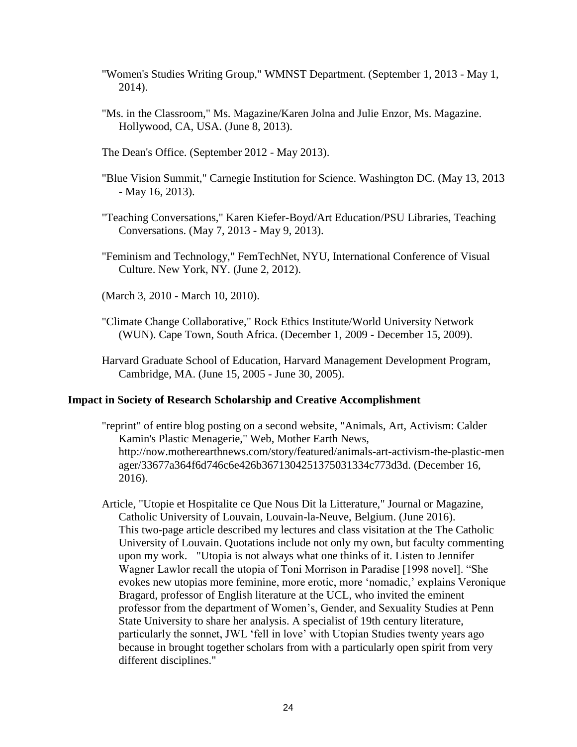"Women's Studies Writing Group," WMNST Department. (September 1, 2013 - May 1, 2014).

"Ms. in the Classroom," Ms. Magazine/Karen Jolna and Julie Enzor, Ms. Magazine. Hollywood, CA, USA. (June 8, 2013).

The Dean's Office. (September 2012 - May 2013).

"Blue Vision Summit," Carnegie Institution for Science. Washington DC. (May 13, 2013 - May 16, 2013).

"Teaching Conversations," Karen Kiefer-Boyd/Art Education/PSU Libraries, Teaching Conversations. (May 7, 2013 - May 9, 2013).

"Feminism and Technology," FemTechNet, NYU, International Conference of Visual Culture. New York, NY. (June 2, 2012).

(March 3, 2010 - March 10, 2010).

"Climate Change Collaborative," Rock Ethics Institute/World University Network (WUN). Cape Town, South Africa. (December 1, 2009 - December 15, 2009).

Harvard Graduate School of Education, Harvard Management Development Program, Cambridge, MA. (June 15, 2005 - June 30, 2005).

### Impact in Society of Research Scholarship and Creative Accomplishment

"reprint" of entire blog posting on a second website, "Animals, Art, Activism: Calder Kamin's Plastic Menagerie," Web, Mother Earth News, http://now.motherearthnews.com/story/featured/animals-art-activism-the-plastic-menager/33677a364f6d746c6e426b36713042513750313334c773d3d. (December 16, 2016).

Article, "Utopie et Hospitalite ce Que Nous Dit la Litterature," Journal or Magazine, Catholic University of Louvain, Louvain-la-Neuve, Belgium. (June 2016). This two-page article described my lectures and class visitation at the The Catholic University of Louvain. Quotations include not only my own, but faculty commenting upon my work. "Utopia is not always what one thinks of it. Listen to Jennifer Wagner Lawlor recall the utopia of Toni Morrison in Paradise [1998 novel]. "She evokes new utopias more feminine, more erotic, more 'nomadic,' explains Veronique Bragard, professor of English literature at the UCL, who invited the eminent professor from the department of Women's, Gender, and Sexuality Studies at Penn State University to share her analysis. A specialist of 19th century literature, particularly the sonnet, JWL 'fell in love' with Utopian Studies twenty years ago because in brought together scholars from with a particularly open spirit from very different disciplines."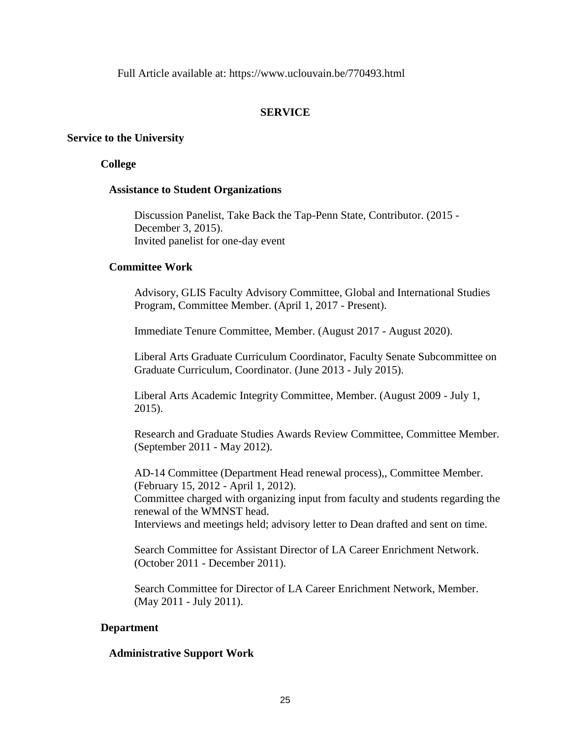Full Article available at: https://www.uclouvain.be/770493.html

## SERVICE

### Service to the University

#### College

##### Assistance to Student Organizations

Discussion Panelist, Take Back the Tap-Penn State, Contributor. (2015 - December 3, 2015).
Invited panelist for one-day event

##### Committee Work

Advisory, GLIS Faculty Advisory Committee, Global and International Studies Program, Committee Member. (April 1, 2017 - Present).

Immediate Tenure Committee, Member. (August 2017 - August 2020).

Liberal Arts Graduate Curriculum Coordinator, Faculty Senate Subcommittee on Graduate Curriculum, Coordinator. (June 2013 - July 2015).

Liberal Arts Academic Integrity Committee, Member. (August 2009 - July 1, 2015).

Research and Graduate Studies Awards Review Committee, Committee Member. (September 2011 - May 2012).

AD-14 Committee (Department Head renewal process),, Committee Member. (February 15, 2012 - April 1, 2012).
Committee charged with organizing input from faculty and students regarding the renewal of the WMNST head.
Interviews and meetings held; advisory letter to Dean drafted and sent on time.

Search Committee for Assistant Director of LA Career Enrichment Network. (October 2011 - December 2011).

Search Committee for Director of LA Career Enrichment Network, Member. (May 2011 - July 2011).

#### Department

##### Administrative Support Work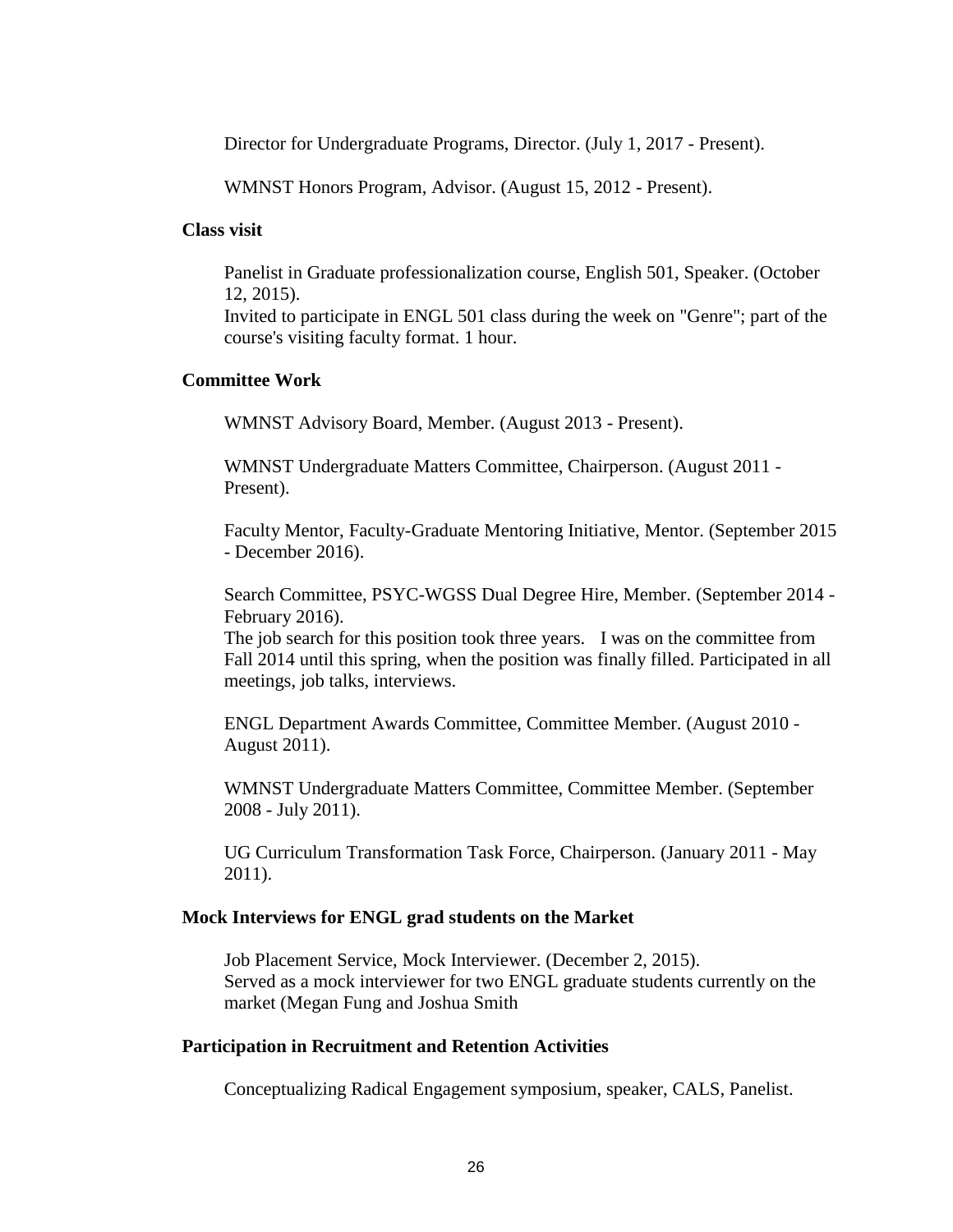Director for Undergraduate Programs, Director. (July 1, 2017 - Present).

WMNST Honors Program, Advisor. (August 15, 2012 - Present).

**Class visit**

Panelist in Graduate professionalization course, English 501, Speaker. (October 12, 2015).
Invited to participate in ENGL 501 class during the week on "Genre"; part of the course's visiting faculty format. 1 hour.

**Committee Work**

WMNST Advisory Board, Member. (August 2013 - Present).

WMNST Undergraduate Matters Committee, Chairperson. (August 2011 - Present).

Faculty Mentor, Faculty-Graduate Mentoring Initiative, Mentor. (September 2015 - December 2016).

Search Committee, PSYC-WGSS Dual Degree Hire, Member. (September 2014 - February 2016).
The job search for this position took three years. I was on the committee from Fall 2014 until this spring, when the position was finally filled. Participated in all meetings, job talks, interviews.

ENGL Department Awards Committee, Committee Member. (August 2010 - August 2011).

WMNST Undergraduate Matters Committee, Committee Member. (September 2008 - July 2011).

UG Curriculum Transformation Task Force, Chairperson. (January 2011 - May 2011).

**Mock Interviews for ENGL grad students on the Market**

Job Placement Service, Mock Interviewer. (December 2, 2015).
Served as a mock interviewer for two ENGL graduate students currently on the market (Megan Fung and Joshua Smith

**Participation in Recruitment and Retention Activities**

Conceptualizing Radical Engagement symposium, speaker, CALS, Panelist.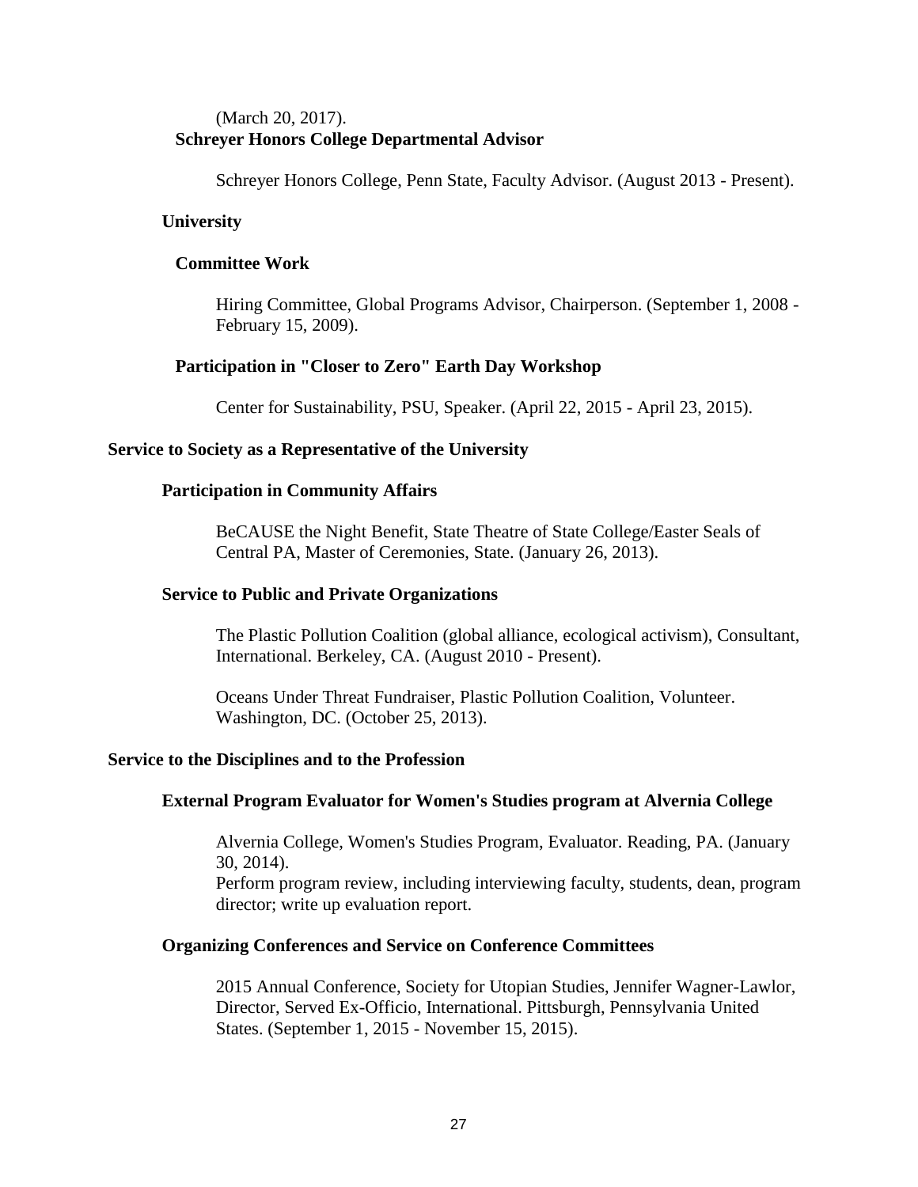(March 20, 2017).

#### Schreyer Honors College Departmental Advisor

Schreyer Honors College, Penn State, Faculty Advisor. (August 2013 - Present).

### University

#### Committee Work

Hiring Committee, Global Programs Advisor, Chairperson. (September 1, 2008 - February 15, 2009).

#### Participation in "Closer to Zero" Earth Day Workshop

Center for Sustainability, PSU, Speaker. (April 22, 2015 - April 23, 2015).

## Service to Society as a Representative of the University

### Participation in Community Affairs

BeCAUSE the Night Benefit, State Theatre of State College/Easter Seals of Central PA, Master of Ceremonies, State. (January 26, 2013).

### Service to Public and Private Organizations

The Plastic Pollution Coalition (global alliance, ecological activism), Consultant, International. Berkeley, CA. (August 2010 - Present).

Oceans Under Threat Fundraiser, Plastic Pollution Coalition, Volunteer. Washington, DC. (October 25, 2013).

## Service to the Disciplines and to the Profession

### External Program Evaluator for Women's Studies program at Alvernia College

Alvernia College, Women's Studies Program, Evaluator. Reading, PA. (January 30, 2014).
Perform program review, including interviewing faculty, students, dean, program director; write up evaluation report.

### Organizing Conferences and Service on Conference Committees

2015 Annual Conference, Society for Utopian Studies, Jennifer Wagner-Lawlor, Director, Served Ex-Officio, International. Pittsburgh, Pennsylvania United States. (September 1, 2015 - November 15, 2015).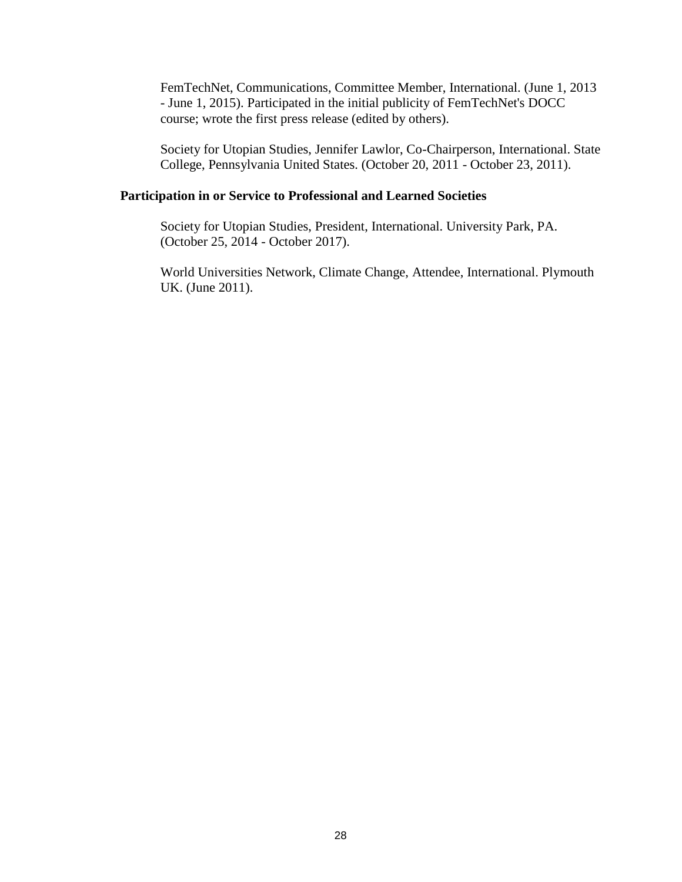FemTechNet, Communications, Committee Member, International. (June 1, 2013 - June 1, 2015). Participated in the initial publicity of FemTechNet's DOCC course; wrote the first press release (edited by others).

Society for Utopian Studies, Jennifer Lawlor, Co-Chairperson, International. State College, Pennsylvania United States. (October 20, 2011 - October 23, 2011).

### Participation in or Service to Professional and Learned Societies

Society for Utopian Studies, President, International. University Park, PA. (October 25, 2014 - October 2017).

World Universities Network, Climate Change, Attendee, International. Plymouth UK. (June 2011).